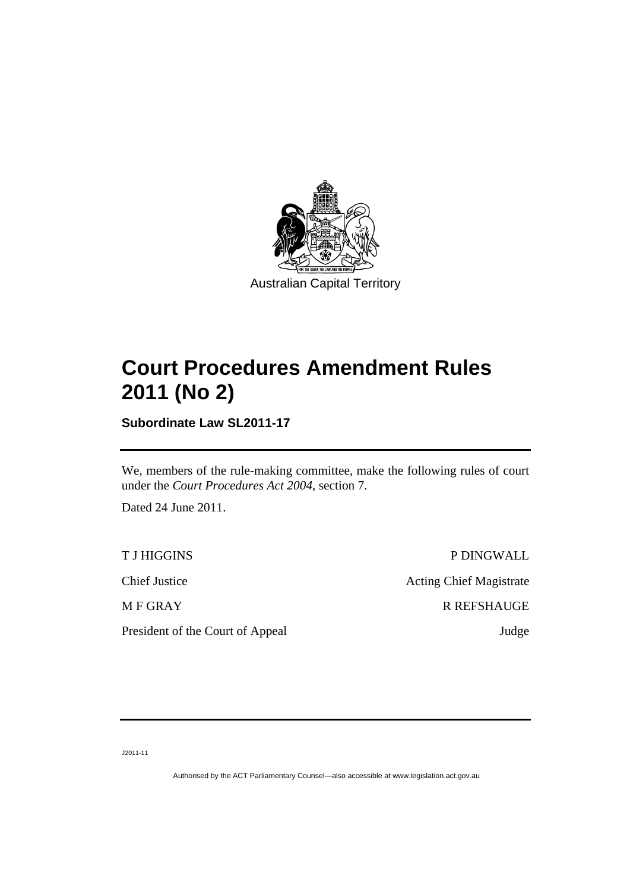Australian Capital Territory

# Court Procedures Amendment Rules 2011 (No 2)

**Subordinate Law SL2011-17**

We, members of the rule-making committee, make the following rules of court under the *Court Procedures Act 2004*, section 7.

Dated 24 June 2011.

T J HIGGINS

Chief Justice

P DINGWALL

Acting Chief Magistrate

M F GRAY

President of the Court of Appeal

R REFSHAUGE

Judge

J2011-11

Authorised by the ACT Parliamentary Counsel—also accessible at www.legislation.act.gov.au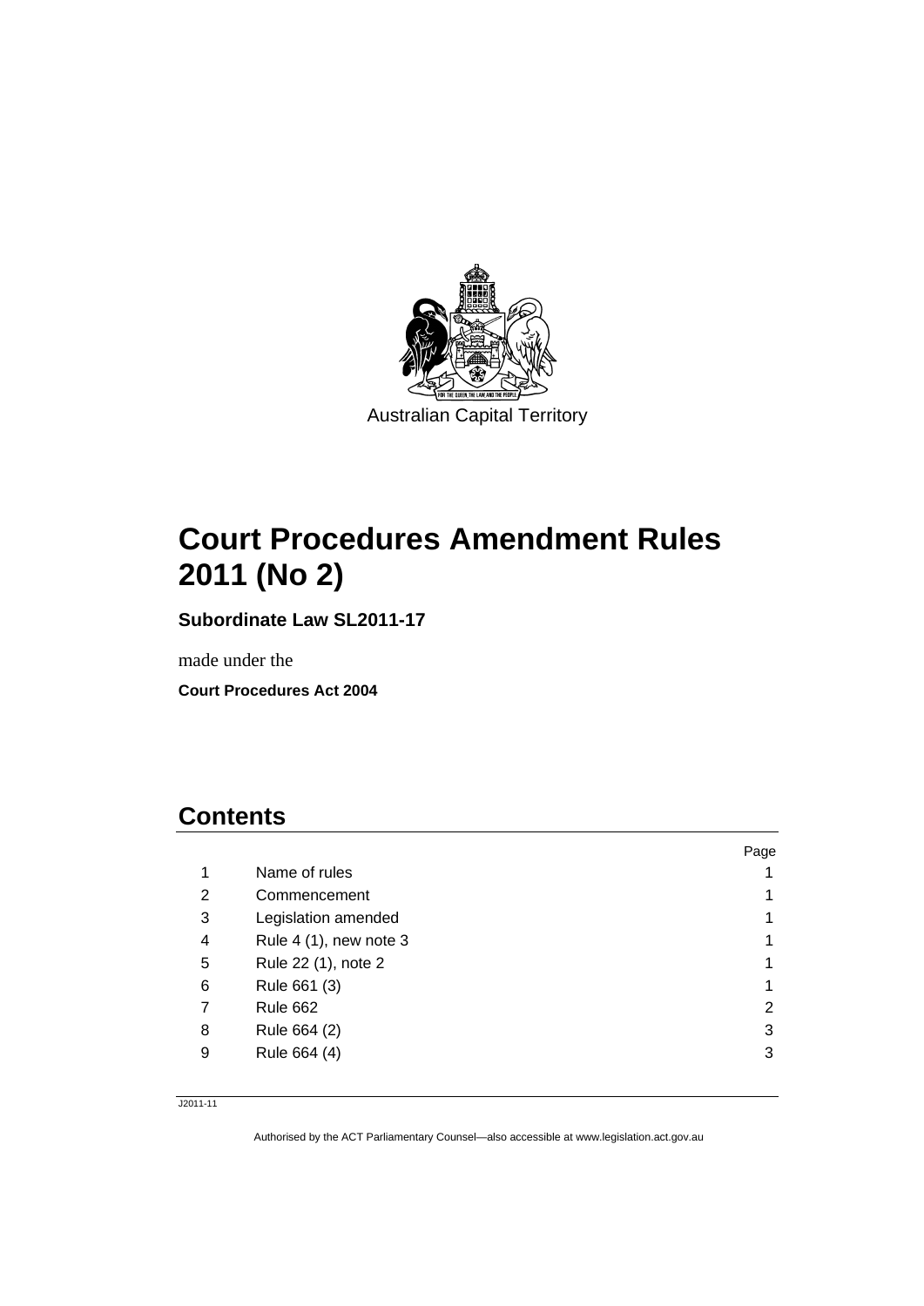Australian Capital Territory

# Court Procedures Amendment Rules 2011 (No 2)

**Subordinate Law SL2011-17**

made under the

**Court Procedures Act 2004**

## Contents

| | | Page |
|---|---|---|
| 1 | Name of rules | 1 |
| 2 | Commencement | 1 |
| 3 | Legislation amended | 1 |
| 4 | Rule 4 (1), new note 3 | 1 |
| 5 | Rule 22 (1), note 2 | 1 |
| 6 | Rule 661 (3) | 1 |
| 7 | Rule 662 | 2 |
| 8 | Rule 664 (2) | 3 |
| 9 | Rule 664 (4) | 3 |

J2011-11

Authorised by the ACT Parliamentary Counsel—also accessible at www.legislation.act.gov.au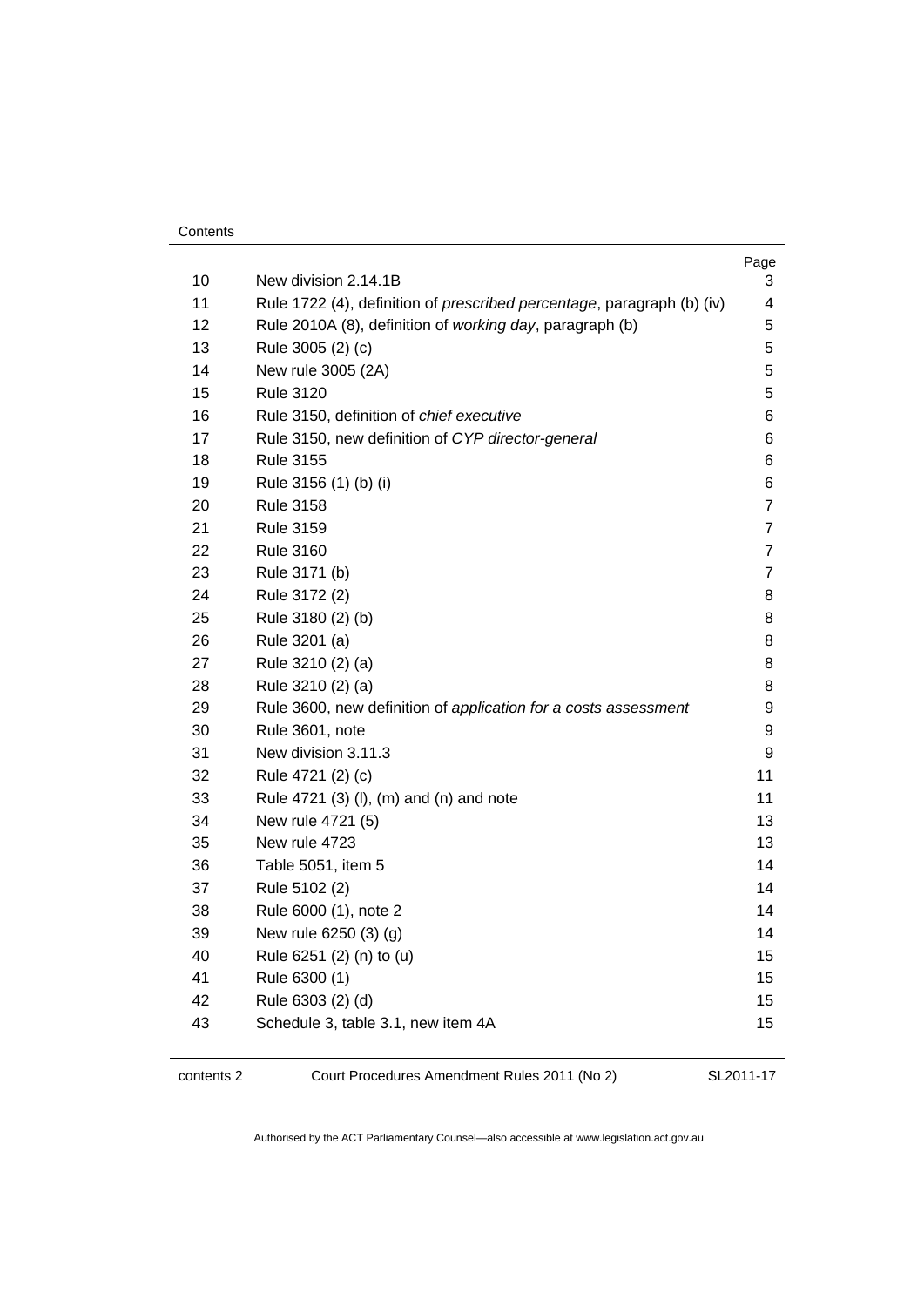Contents

| | | Page |
|---|---|---|
| 10 | New division 2.14.1B | 3 |
| 11 | Rule 1722 (4), definition of *prescribed percentage*, paragraph (b) (iv) | 4 |
| 12 | Rule 2010A (8), definition of *working day*, paragraph (b) | 5 |
| 13 | Rule 3005 (2) (c) | 5 |
| 14 | New rule 3005 (2A) | 5 |
| 15 | Rule 3120 | 5 |
| 16 | Rule 3150, definition of *chief executive* | 6 |
| 17 | Rule 3150, new definition of *CYP director-general* | 6 |
| 18 | Rule 3155 | 6 |
| 19 | Rule 3156 (1) (b) (i) | 6 |
| 20 | Rule 3158 | 7 |
| 21 | Rule 3159 | 7 |
| 22 | Rule 3160 | 7 |
| 23 | Rule 3171 (b) | 7 |
| 24 | Rule 3172 (2) | 8 |
| 25 | Rule 3180 (2) (b) | 8 |
| 26 | Rule 3201 (a) | 8 |
| 27 | Rule 3210 (2) (a) | 8 |
| 28 | Rule 3210 (2) (a) | 8 |
| 29 | Rule 3600, new definition of *application for a costs assessment* | 9 |
| 30 | Rule 3601, note | 9 |
| 31 | New division 3.11.3 | 9 |
| 32 | Rule 4721 (2) (c) | 11 |
| 33 | Rule 4721 (3) (l), (m) and (n) and note | 11 |
| 34 | New rule 4721 (5) | 13 |
| 35 | New rule 4723 | 13 |
| 36 | Table 5051, item 5 | 14 |
| 37 | Rule 5102 (2) | 14 |
| 38 | Rule 6000 (1), note 2 | 14 |
| 39 | New rule 6250 (3) (g) | 14 |
| 40 | Rule 6251 (2) (n) to (u) | 15 |
| 41 | Rule 6300 (1) | 15 |
| 42 | Rule 6303 (2) (d) | 15 |
| 43 | Schedule 3, table 3.1, new item 4A | 15 |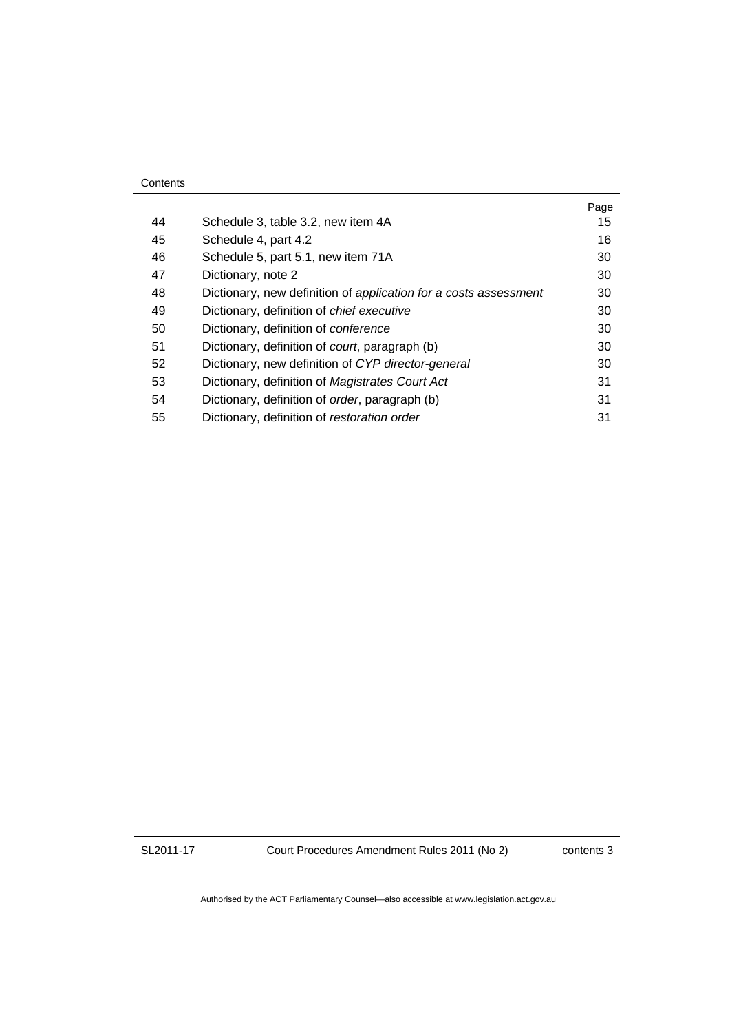| | | Page |
|---|---|---|
| 44 | Schedule 3, table 3.2, new item 4A | 15 |
| 45 | Schedule 4, part 4.2 | 16 |
| 46 | Schedule 5, part 5.1, new item 71A | 30 |
| 47 | Dictionary, note 2 | 30 |
| 48 | Dictionary, new definition of *application for a costs assessment* | 30 |
| 49 | Dictionary, definition of *chief executive* | 30 |
| 50 | Dictionary, definition of *conference* | 30 |
| 51 | Dictionary, definition of *court*, paragraph (b) | 30 |
| 52 | Dictionary, new definition of *CYP director-general* | 30 |
| 53 | Dictionary, definition of *Magistrates Court Act* | 31 |
| 54 | Dictionary, definition of *order*, paragraph (b) | 31 |
| 55 | Dictionary, definition of *restoration order* | 31 |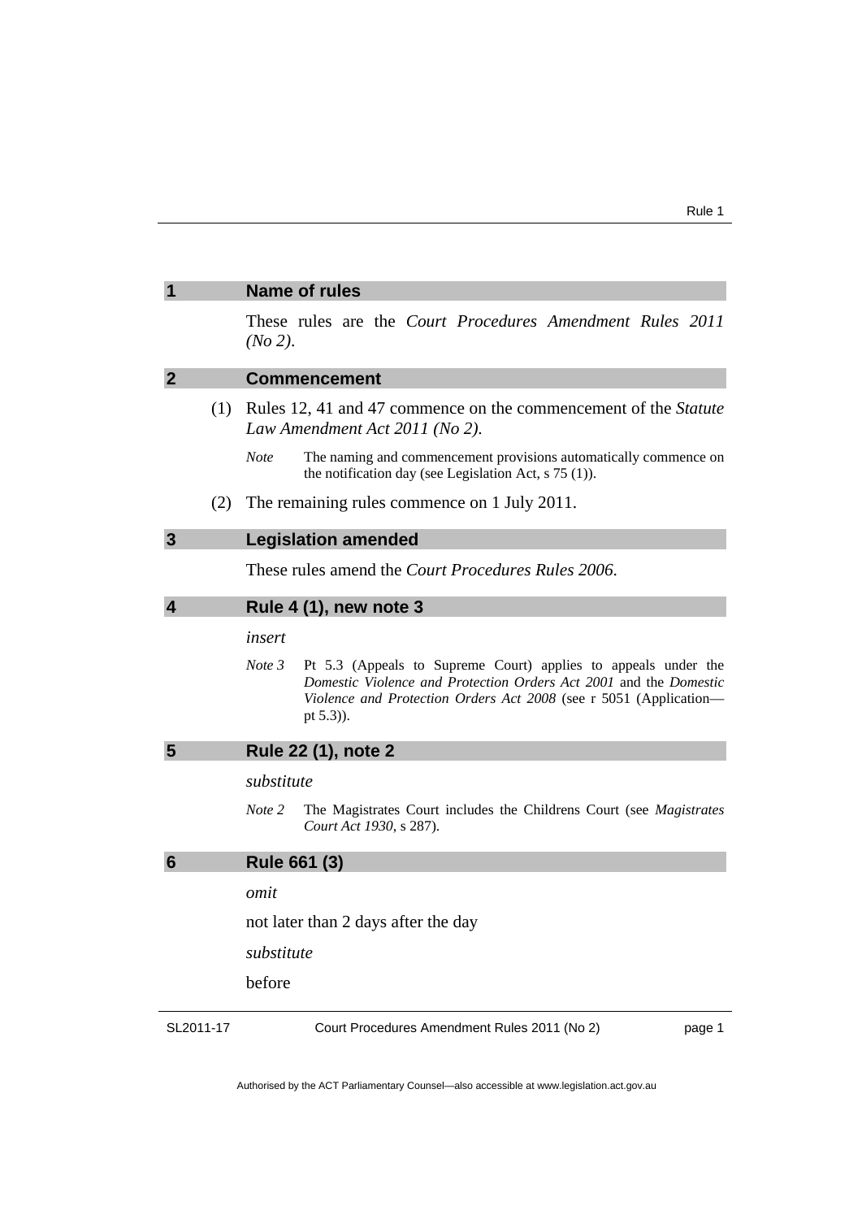## 1 Name of rules

These rules are the *Court Procedures Amendment Rules 2011 (No 2)*.

## 2 Commencement

(1) Rules 12, 41 and 47 commence on the commencement of the *Statute Law Amendment Act 2011 (No 2)*.

*Note* The naming and commencement provisions automatically commence on the notification day (see Legislation Act, s 75 (1)).

(2) The remaining rules commence on 1 July 2011.

## 3 Legislation amended

These rules amend the *Court Procedures Rules 2006*.

## 4 Rule 4 (1), new note 3

*insert*

*Note 3* Pt 5.3 (Appeals to Supreme Court) applies to appeals under the *Domestic Violence and Protection Orders Act 2001* and the *Domestic Violence and Protection Orders Act 2008* (see r 5051 (Application—pt 5.3)).

## 5 Rule 22 (1), note 2

*substitute*

*Note 2* The Magistrates Court includes the Childrens Court (see *Magistrates Court Act 1930*, s 287).

## 6 Rule 661 (3)

*omit*

not later than 2 days after the day

*substitute*

before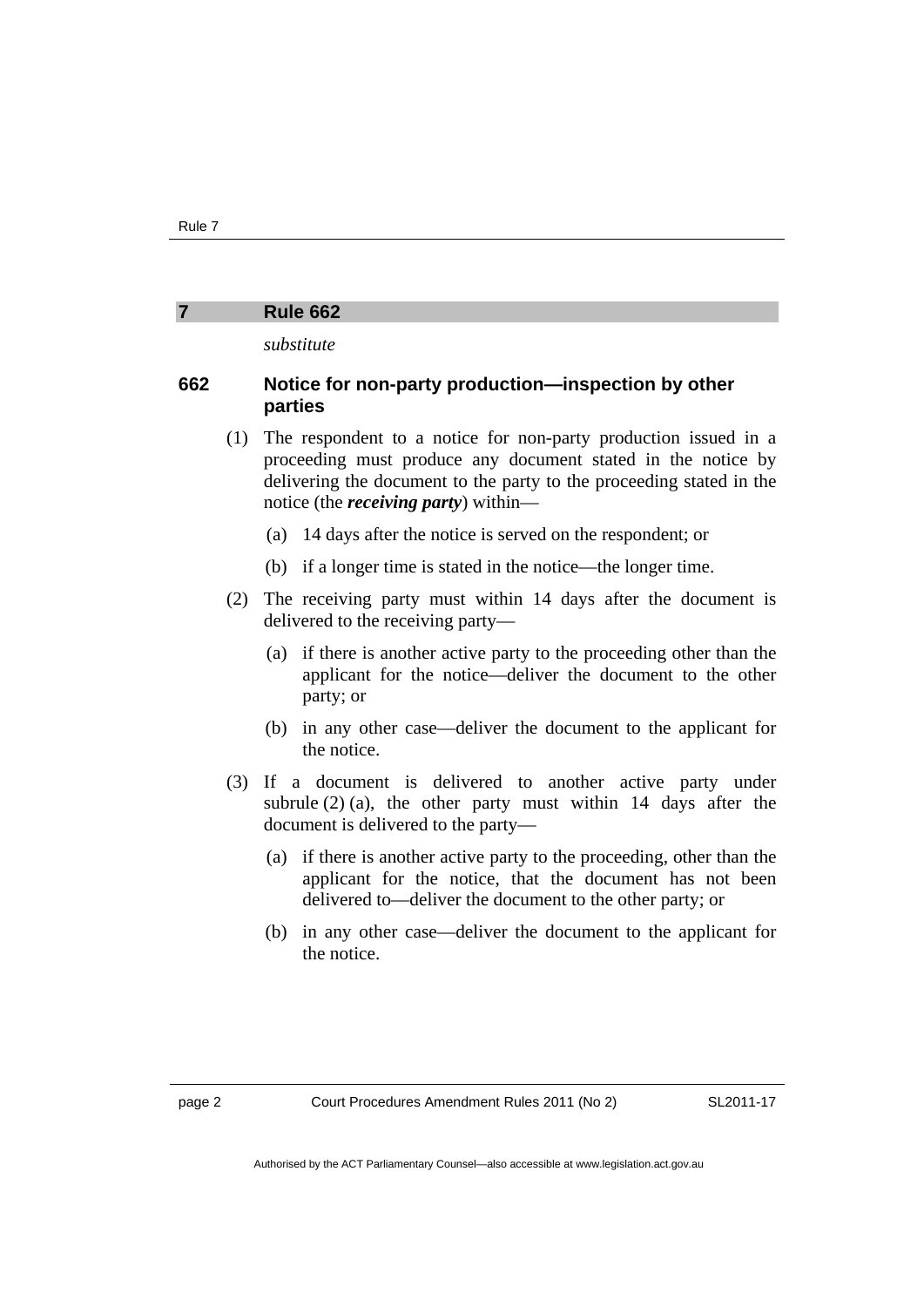## 7 Rule 662

*substitute*

### 662 Notice for non-party production—inspection by other parties

(1) The respondent to a notice for non-party production issued in a proceeding must produce any document stated in the notice by delivering the document to the party to the proceeding stated in the notice (the ***receiving party***) within—

(a) 14 days after the notice is served on the respondent; or

(b) if a longer time is stated in the notice—the longer time.

(2) The receiving party must within 14 days after the document is delivered to the receiving party—

(a) if there is another active party to the proceeding other than the applicant for the notice—deliver the document to the other party; or

(b) in any other case—deliver the document to the applicant for the notice.

(3) If a document is delivered to another active party under subrule (2) (a), the other party must within 14 days after the document is delivered to the party—

(a) if there is another active party to the proceeding, other than the applicant for the notice, that the document has not been delivered to—deliver the document to the other party; or

(b) in any other case—deliver the document to the applicant for the notice.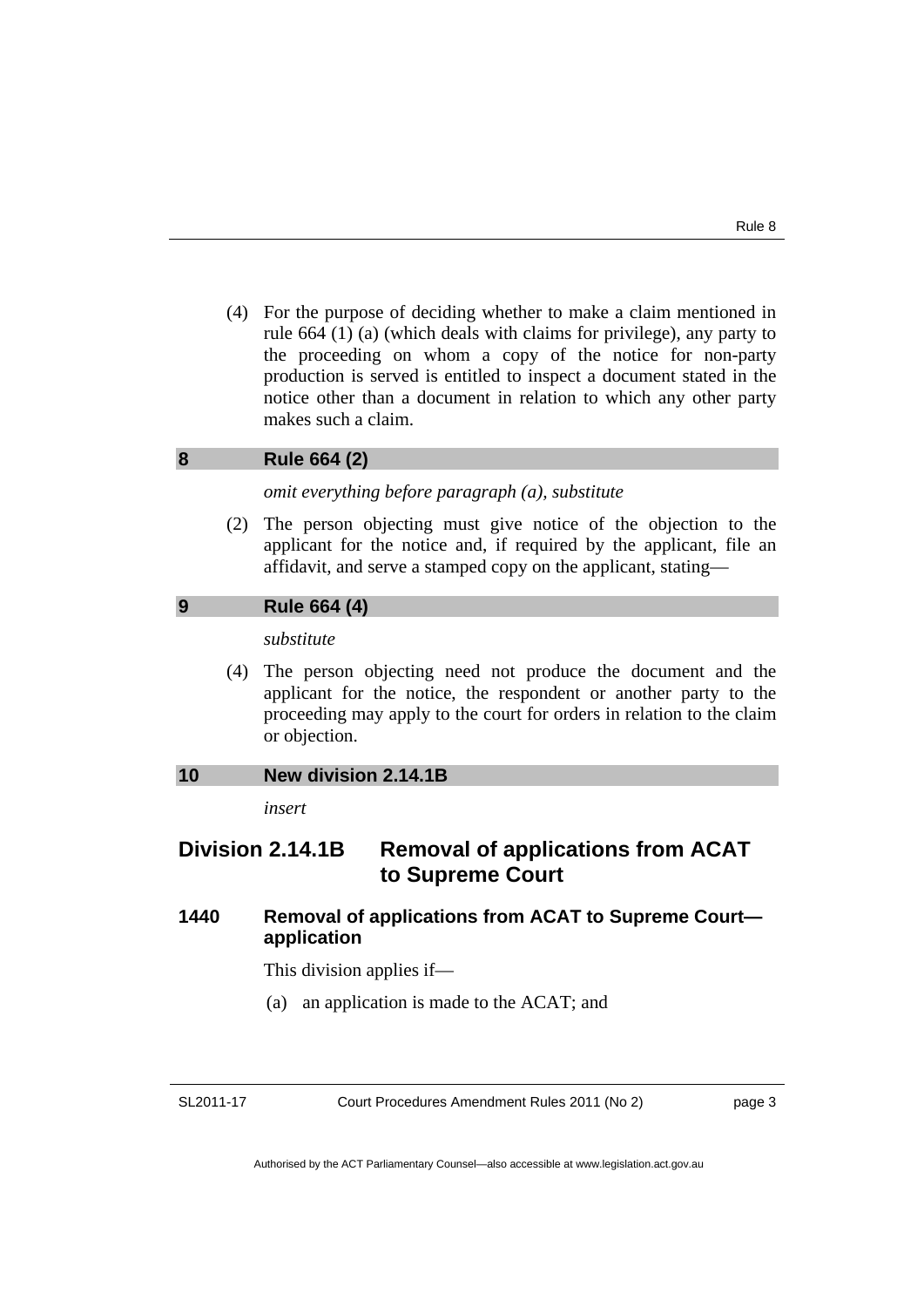(4) For the purpose of deciding whether to make a claim mentioned in rule 664 (1) (a) (which deals with claims for privilege), any party to the proceeding on whom a copy of the notice for non-party production is served is entitled to inspect a document stated in the notice other than a document in relation to which any other party makes such a claim.

## 8 Rule 664 (2)

*omit everything before paragraph (a), substitute*

(2) The person objecting must give notice of the objection to the applicant for the notice and, if required by the applicant, file an affidavit, and serve a stamped copy on the applicant, stating—

## 9 Rule 664 (4)

*substitute*

(4) The person objecting need not produce the document and the applicant for the notice, the respondent or another party to the proceeding may apply to the court for orders in relation to the claim or objection.

## 10 New division 2.14.1B

*insert*

# Division 2.14.1B Removal of applications from ACAT to Supreme Court

### 1440 Removal of applications from ACAT to Supreme Court—application

This division applies if—

(a) an application is made to the ACAT; and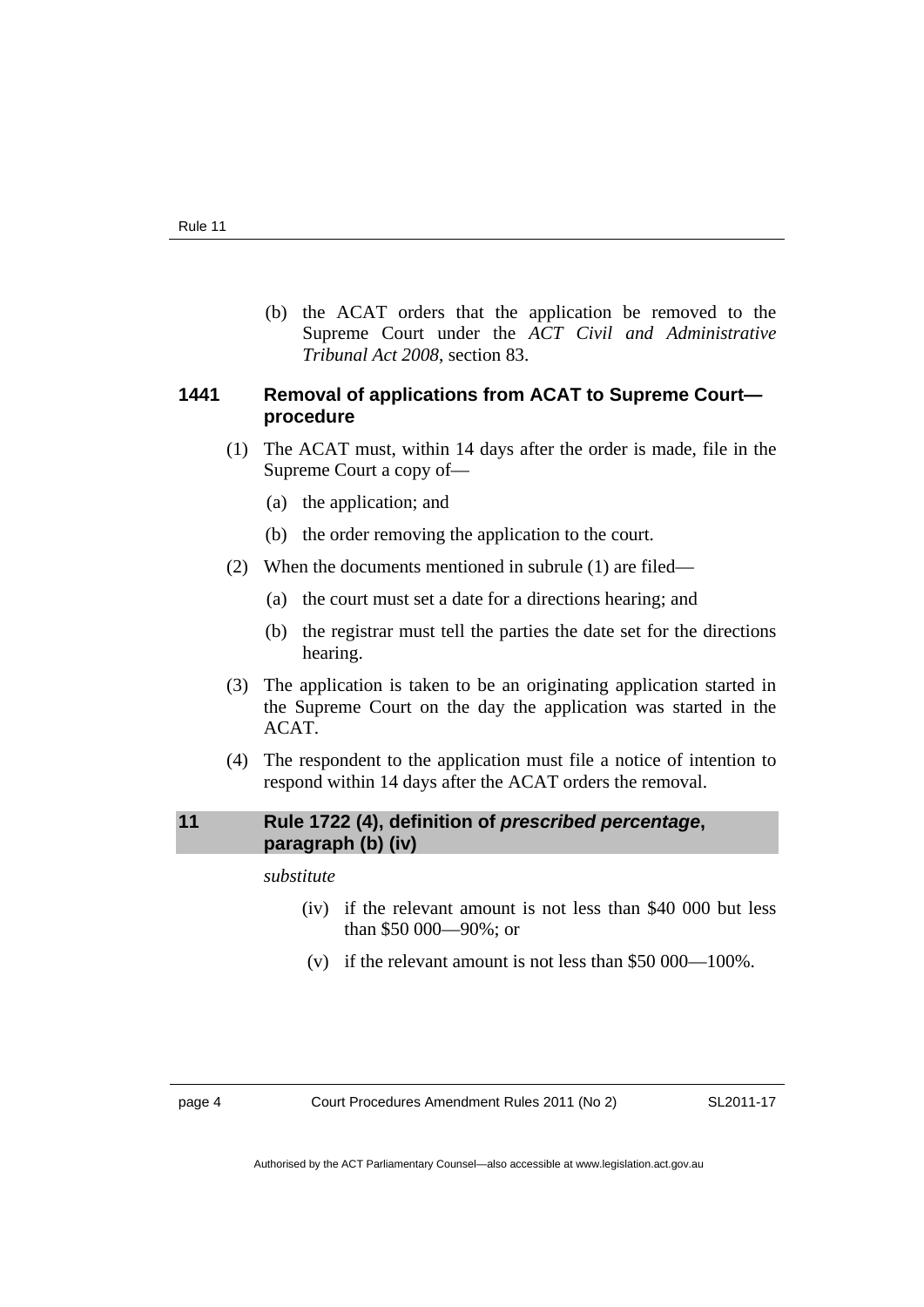(b) the ACAT orders that the application be removed to the Supreme Court under the *ACT Civil and Administrative Tribunal Act 2008*, section 83.

### 1441 Removal of applications from ACAT to Supreme Court—procedure

(1) The ACAT must, within 14 days after the order is made, file in the Supreme Court a copy of—

(a) the application; and

(b) the order removing the application to the court.

(2) When the documents mentioned in subrule (1) are filed—

(a) the court must set a date for a directions hearing; and

(b) the registrar must tell the parties the date set for the directions hearing.

(3) The application is taken to be an originating application started in the Supreme Court on the day the application was started in the ACAT.

(4) The respondent to the application must file a notice of intention to respond within 14 days after the ACAT orders the removal.

## 11 Rule 1722 (4), definition of ***prescribed percentage***, paragraph (b) (iv)

*substitute*

(iv) if the relevant amount is not less than $40 000 but less than $50 000—90%; or

(v) if the relevant amount is not less than $50 000—100%.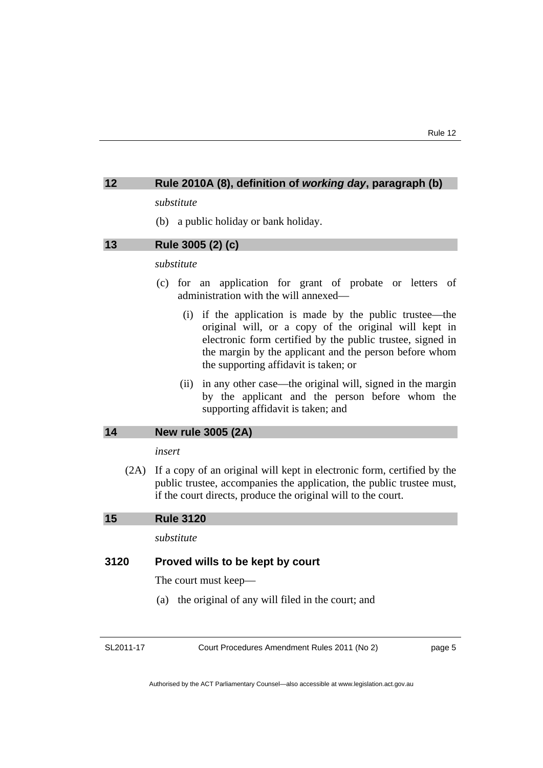## 12 Rule 2010A (8), definition of *working day*, paragraph (b)

*substitute*

(b) a public holiday or bank holiday.

## 13 Rule 3005 (2) (c)

*substitute*

(c) for an application for grant of probate or letters of administration with the will annexed—

(i) if the application is made by the public trustee—the original will, or a copy of the original will kept in electronic form certified by the public trustee, signed in the margin by the applicant and the person before whom the supporting affidavit is taken; or

(ii) in any other case—the original will, signed in the margin by the applicant and the person before whom the supporting affidavit is taken; and

## 14 New rule 3005 (2A)

*insert*

(2A) If a copy of an original will kept in electronic form, certified by the public trustee, accompanies the application, the public trustee must, if the court directs, produce the original will to the court.

## 15 Rule 3120

*substitute*

### 3120 Proved wills to be kept by court

The court must keep—

(a) the original of any will filed in the court; and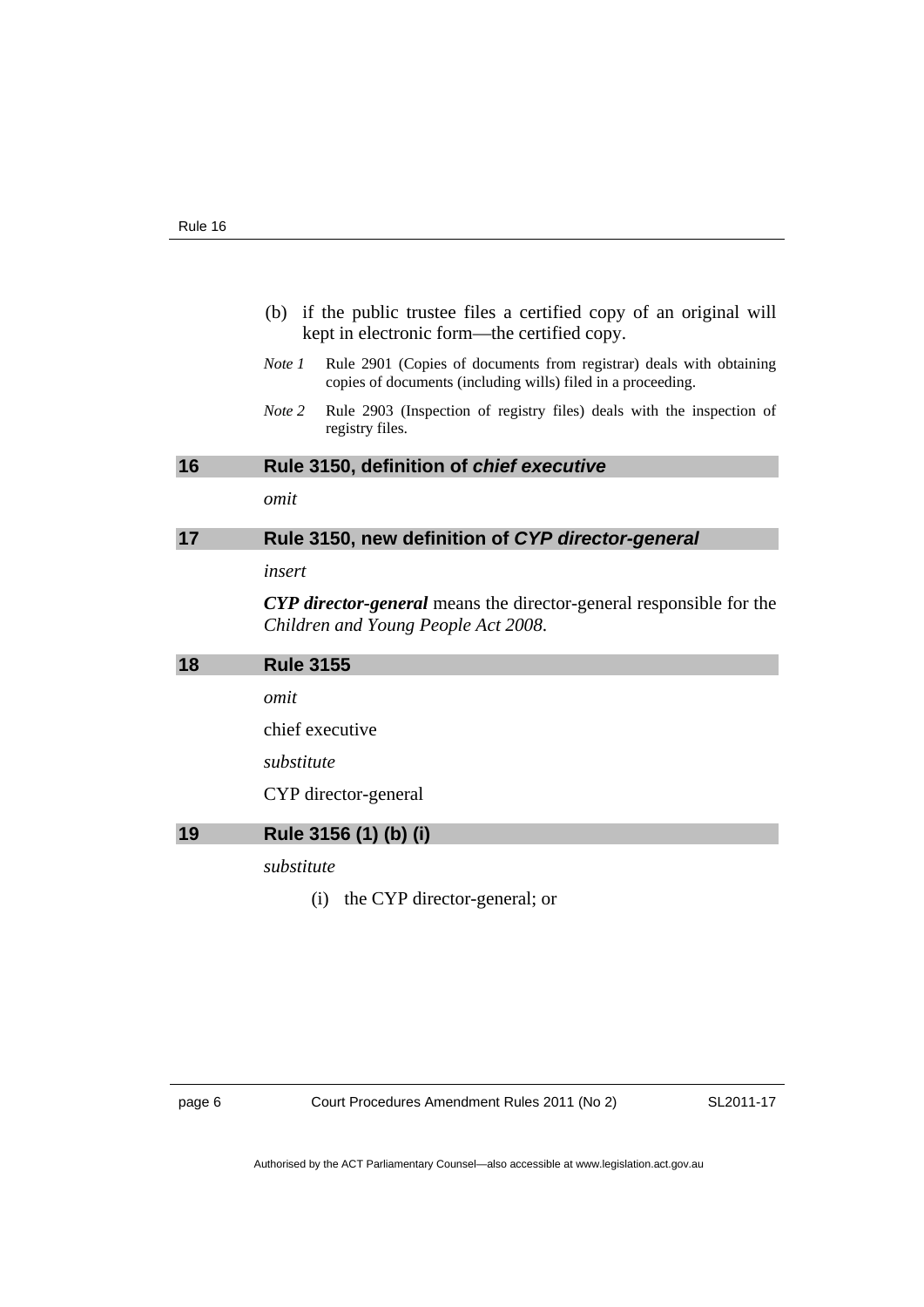(b) if the public trustee files a certified copy of an original will kept in electronic form—the certified copy.

*Note 1* Rule 2901 (Copies of documents from registrar) deals with obtaining copies of documents (including wills) filed in a proceeding.

*Note 2* Rule 2903 (Inspection of registry files) deals with the inspection of registry files.

## 16 Rule 3150, definition of ***chief executive***

*omit*

## 17 Rule 3150, new definition of ***CYP director-general***

*insert*

***CYP director-general*** means the director-general responsible for the *Children and Young People Act 2008*.

## 18 Rule 3155

*omit*

chief executive

*substitute*

CYP director-general

## 19 Rule 3156 (1) (b) (i)

*substitute*

(i) the CYP director-general; or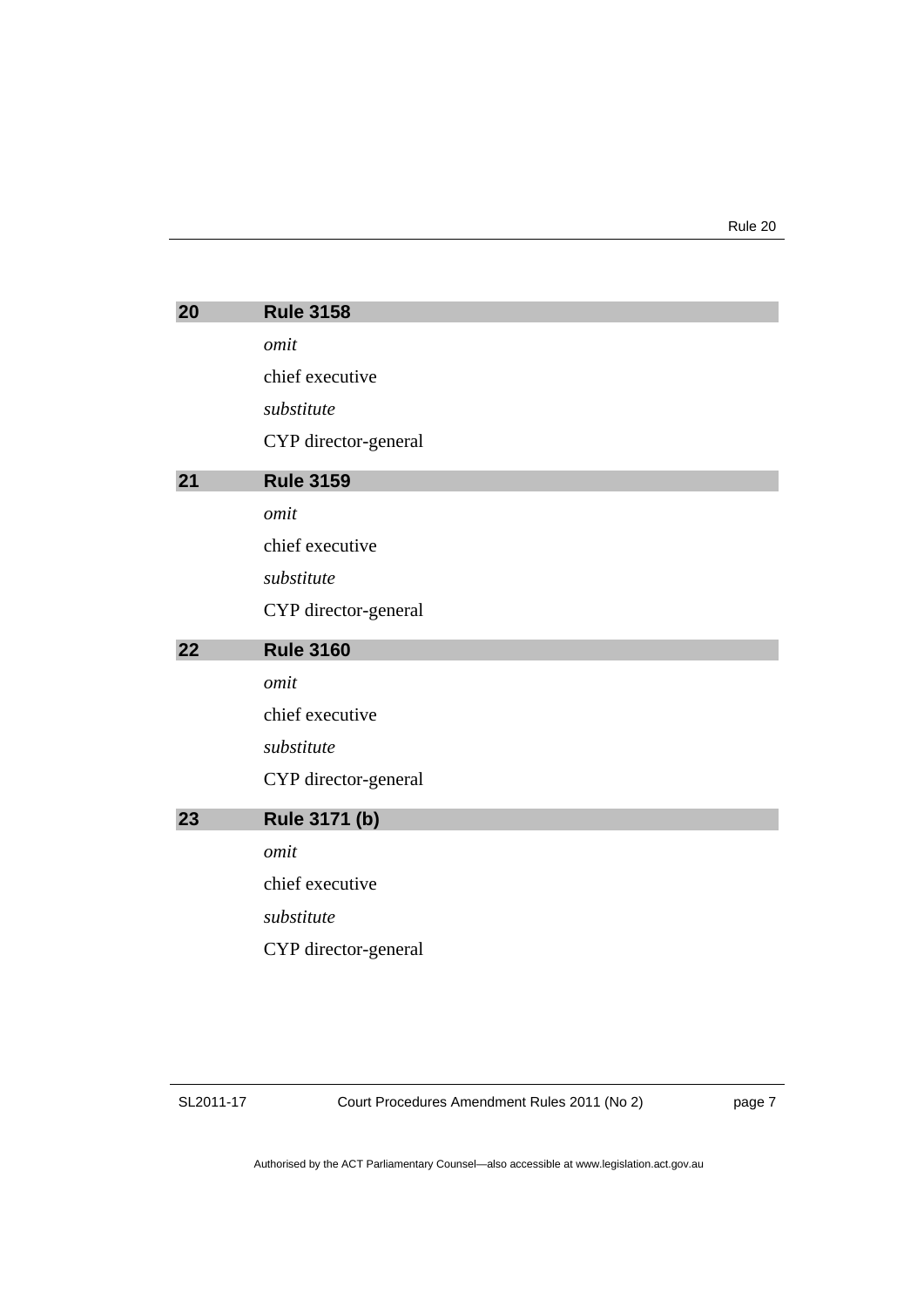## 20 Rule 3158

*omit*

chief executive

*substitute*

CYP director-general

## 21 Rule 3159

*omit*

chief executive

*substitute*

CYP director-general

## 22 Rule 3160

*omit*

chief executive

*substitute*

CYP director-general

## 23 Rule 3171 (b)

*omit*

chief executive

*substitute*

CYP director-general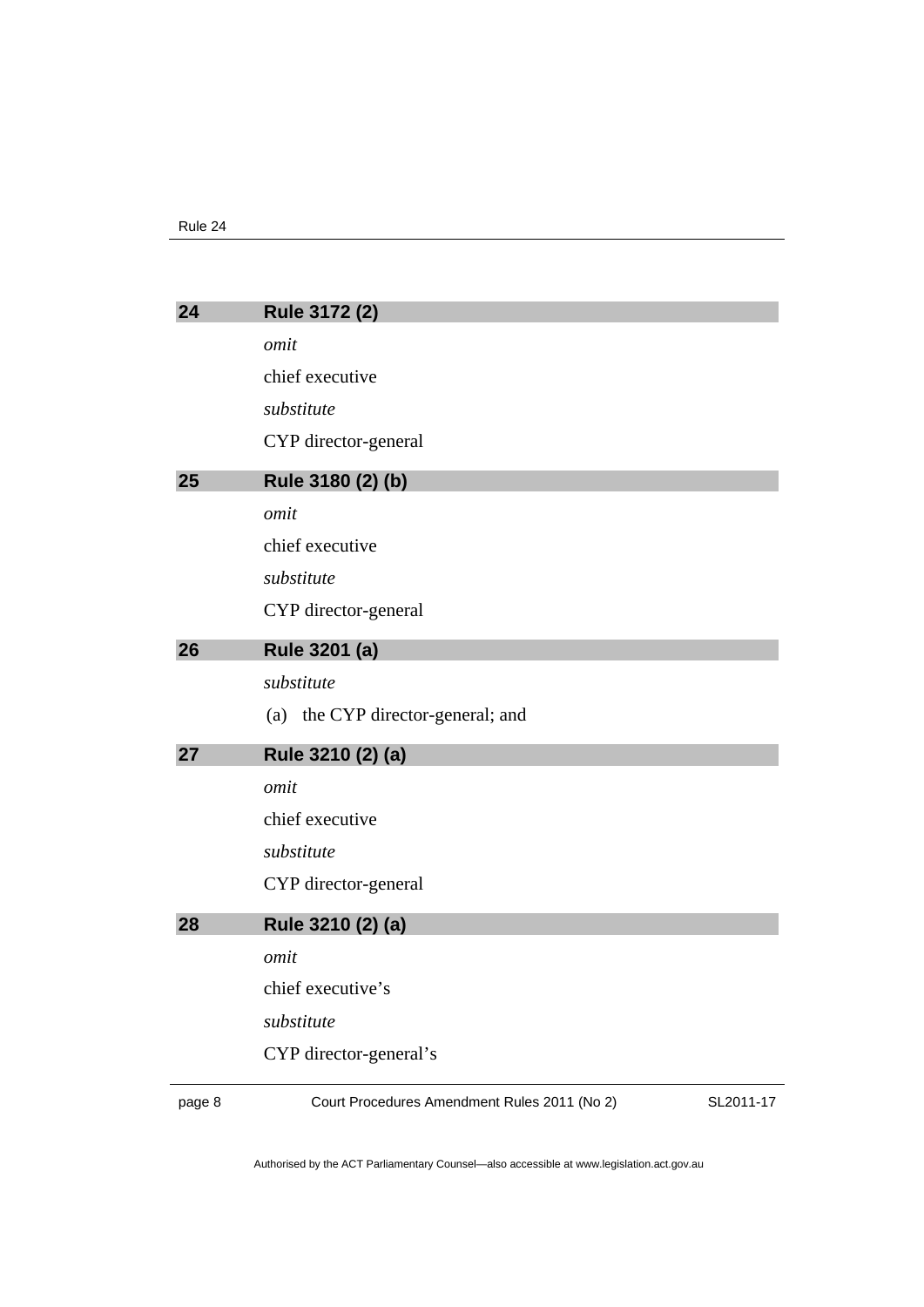### 24 Rule 3172 (2)

*omit*

chief executive

*substitute*

CYP director-general

### 25 Rule 3180 (2) (b)

*omit*

chief executive

*substitute*

CYP director-general

### 26 Rule 3201 (a)

*substitute*

(a) the CYP director-general; and

### 27 Rule 3210 (2) (a)

*omit*

chief executive

*substitute*

CYP director-general

### 28 Rule 3210 (2) (a)

*omit*

chief executive's

*substitute*

CYP director-general's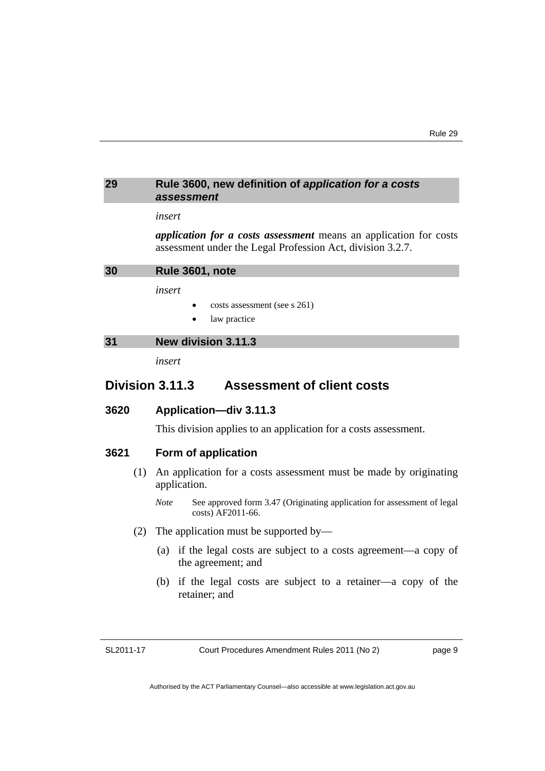## 29 Rule 3600, new definition of *application for a costs assessment*

*insert*

***application for a costs assessment*** means an application for costs assessment under the Legal Profession Act, division 3.2.7.

## 30 Rule 3601, note

*insert*

- costs assessment (see s 261)
- law practice

## 31 New division 3.11.3

*insert*

# Division 3.11.3 Assessment of client costs

### 3620 Application—div 3.11.3

This division applies to an application for a costs assessment.

### 3621 Form of application

(1) An application for a costs assessment must be made by originating application.

*Note* See approved form 3.47 (Originating application for assessment of legal costs) AF2011-66.

(2) The application must be supported by—

(a) if the legal costs are subject to a costs agreement—a copy of the agreement; and

(b) if the legal costs are subject to a retainer—a copy of the retainer; and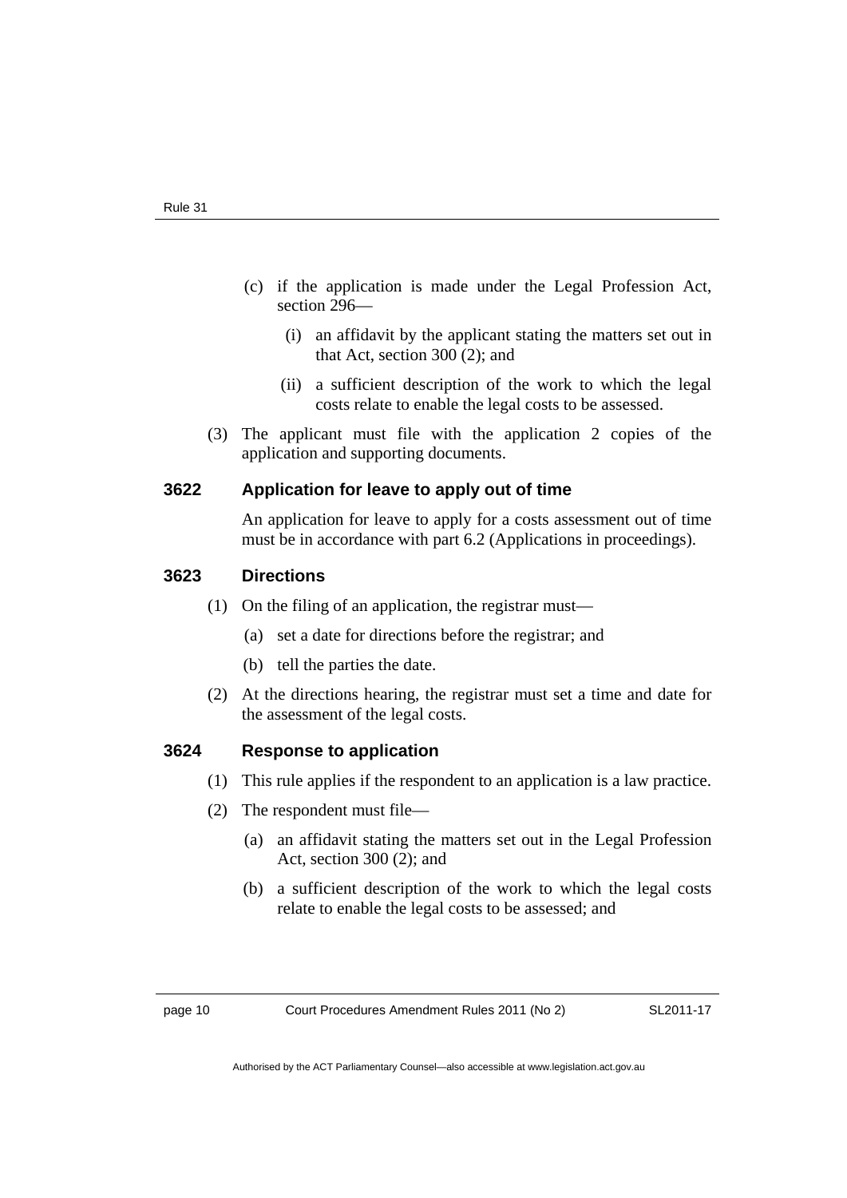(c) if the application is made under the Legal Profession Act, section 296—

   (i) an affidavit by the applicant stating the matters set out in that Act, section 300 (2); and

   (ii) a sufficient description of the work to which the legal costs relate to enable the legal costs to be assessed.

(3) The applicant must file with the application 2 copies of the application and supporting documents.

### 3622 Application for leave to apply out of time

An application for leave to apply for a costs assessment out of time must be in accordance with part 6.2 (Applications in proceedings).

### 3623 Directions

(1) On the filing of an application, the registrar must—

   (a) set a date for directions before the registrar; and

   (b) tell the parties the date.

(2) At the directions hearing, the registrar must set a time and date for the assessment of the legal costs.

### 3624 Response to application

(1) This rule applies if the respondent to an application is a law practice.

(2) The respondent must file—

   (a) an affidavit stating the matters set out in the Legal Profession Act, section 300 (2); and

   (b) a sufficient description of the work to which the legal costs relate to enable the legal costs to be assessed; and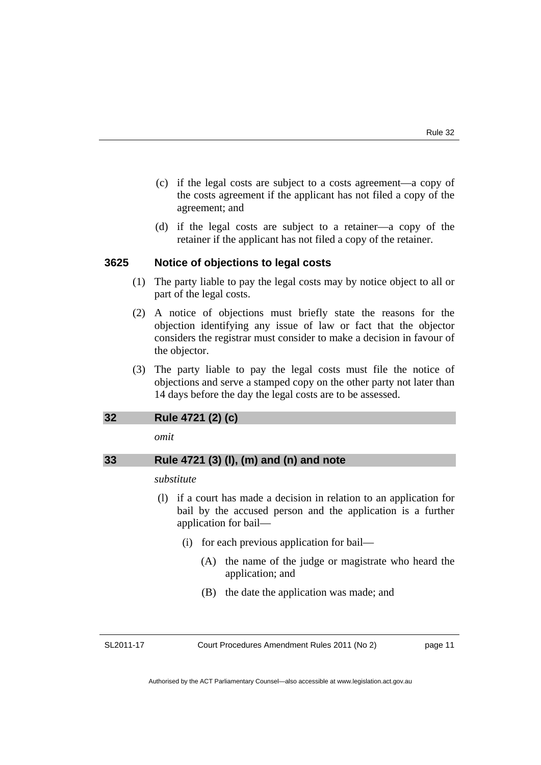(c) if the legal costs are subject to a costs agreement—a copy of the costs agreement if the applicant has not filed a copy of the agreement; and

(d) if the legal costs are subject to a retainer—a copy of the retainer if the applicant has not filed a copy of the retainer.

### 3625 Notice of objections to legal costs

(1) The party liable to pay the legal costs may by notice object to all or part of the legal costs.

(2) A notice of objections must briefly state the reasons for the objection identifying any issue of law or fact that the objector considers the registrar must consider to make a decision in favour of the objector.

(3) The party liable to pay the legal costs must file the notice of objections and serve a stamped copy on the other party not later than 14 days before the day the legal costs are to be assessed.

## 32 Rule 4721 (2) (c)

*omit*

## 33 Rule 4721 (3) (l), (m) and (n) and note

*substitute*

(l) if a court has made a decision in relation to an application for bail by the accused person and the application is a further application for bail—

(i) for each previous application for bail—

(A) the name of the judge or magistrate who heard the application; and

(B) the date the application was made; and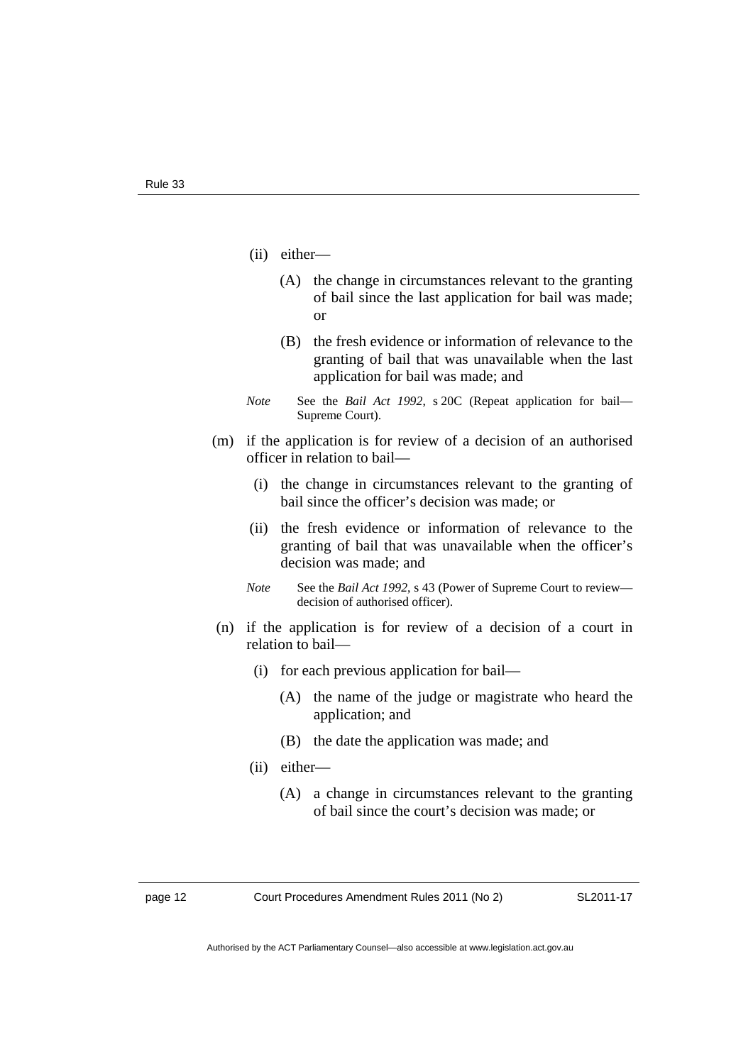(ii) either—

(A) the change in circumstances relevant to the granting of bail since the last application for bail was made; or

(B) the fresh evidence or information of relevance to the granting of bail that was unavailable when the last application for bail was made; and

*Note* See the *Bail Act 1992*, s 20C (Repeat application for bail—Supreme Court).

(m) if the application is for review of a decision of an authorised officer in relation to bail—

(i) the change in circumstances relevant to the granting of bail since the officer's decision was made; or

(ii) the fresh evidence or information of relevance to the granting of bail that was unavailable when the officer's decision was made; and

*Note* See the *Bail Act 1992*, s 43 (Power of Supreme Court to review—decision of authorised officer).

(n) if the application is for review of a decision of a court in relation to bail—

(i) for each previous application for bail—

(A) the name of the judge or magistrate who heard the application; and

(B) the date the application was made; and

(ii) either—

(A) a change in circumstances relevant to the granting of bail since the court's decision was made; or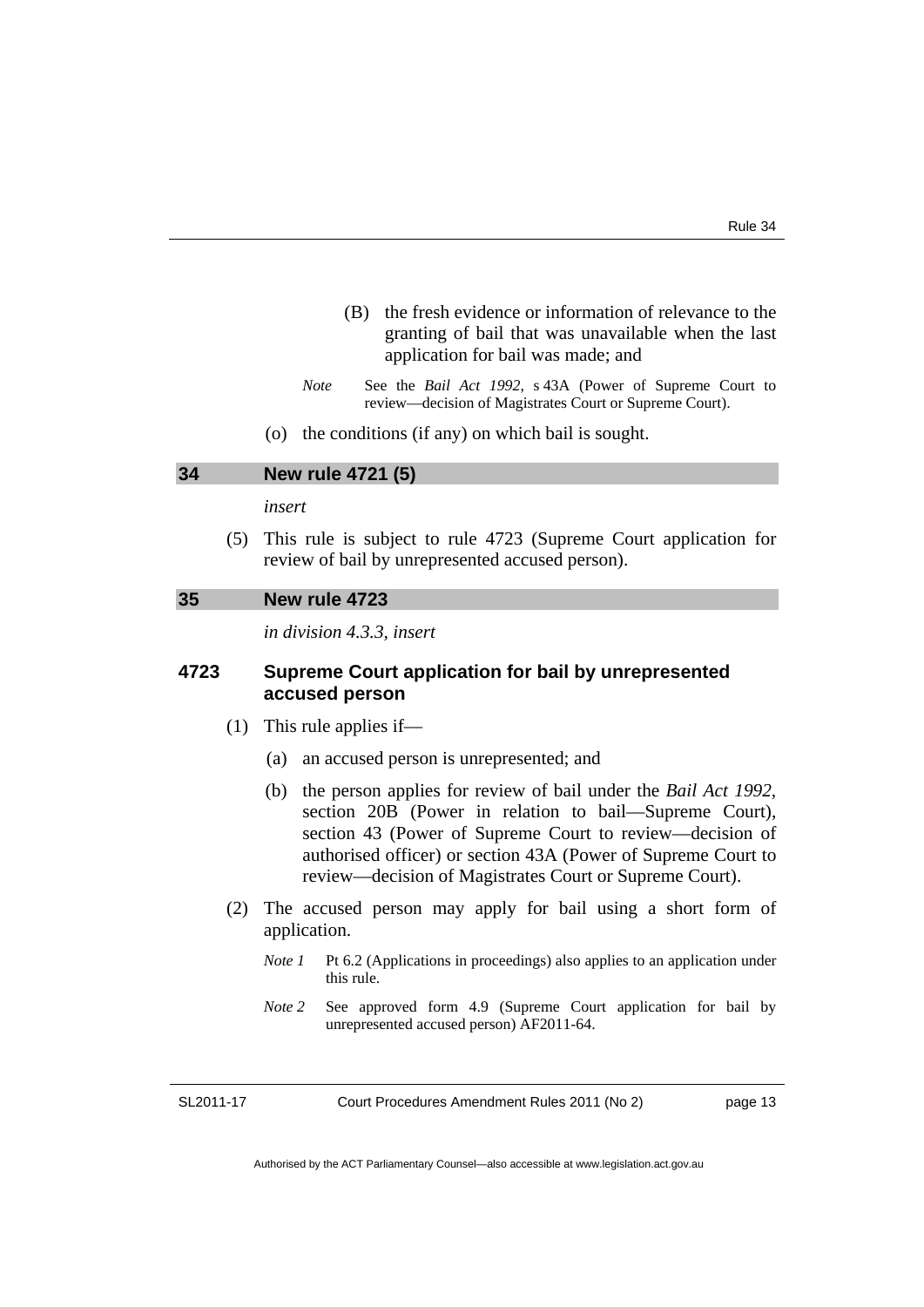(B) the fresh evidence or information of relevance to the granting of bail that was unavailable when the last application for bail was made; and

*Note* See the *Bail Act 1992*, s 43A (Power of Supreme Court to review—decision of Magistrates Court or Supreme Court).

(o) the conditions (if any) on which bail is sought.

## 34 New rule 4721 (5)

*insert*

(5) This rule is subject to rule 4723 (Supreme Court application for review of bail by unrepresented accused person).

## 35 New rule 4723

*in division 4.3.3, insert*

### 4723 Supreme Court application for bail by unrepresented accused person

(1) This rule applies if—

(a) an accused person is unrepresented; and

(b) the person applies for review of bail under the *Bail Act 1992*, section 20B (Power in relation to bail—Supreme Court), section 43 (Power of Supreme Court to review—decision of authorised officer) or section 43A (Power of Supreme Court to review—decision of Magistrates Court or Supreme Court).

(2) The accused person may apply for bail using a short form of application.

*Note 1* Pt 6.2 (Applications in proceedings) also applies to an application under this rule.

*Note 2* See approved form 4.9 (Supreme Court application for bail by unrepresented accused person) AF2011-64.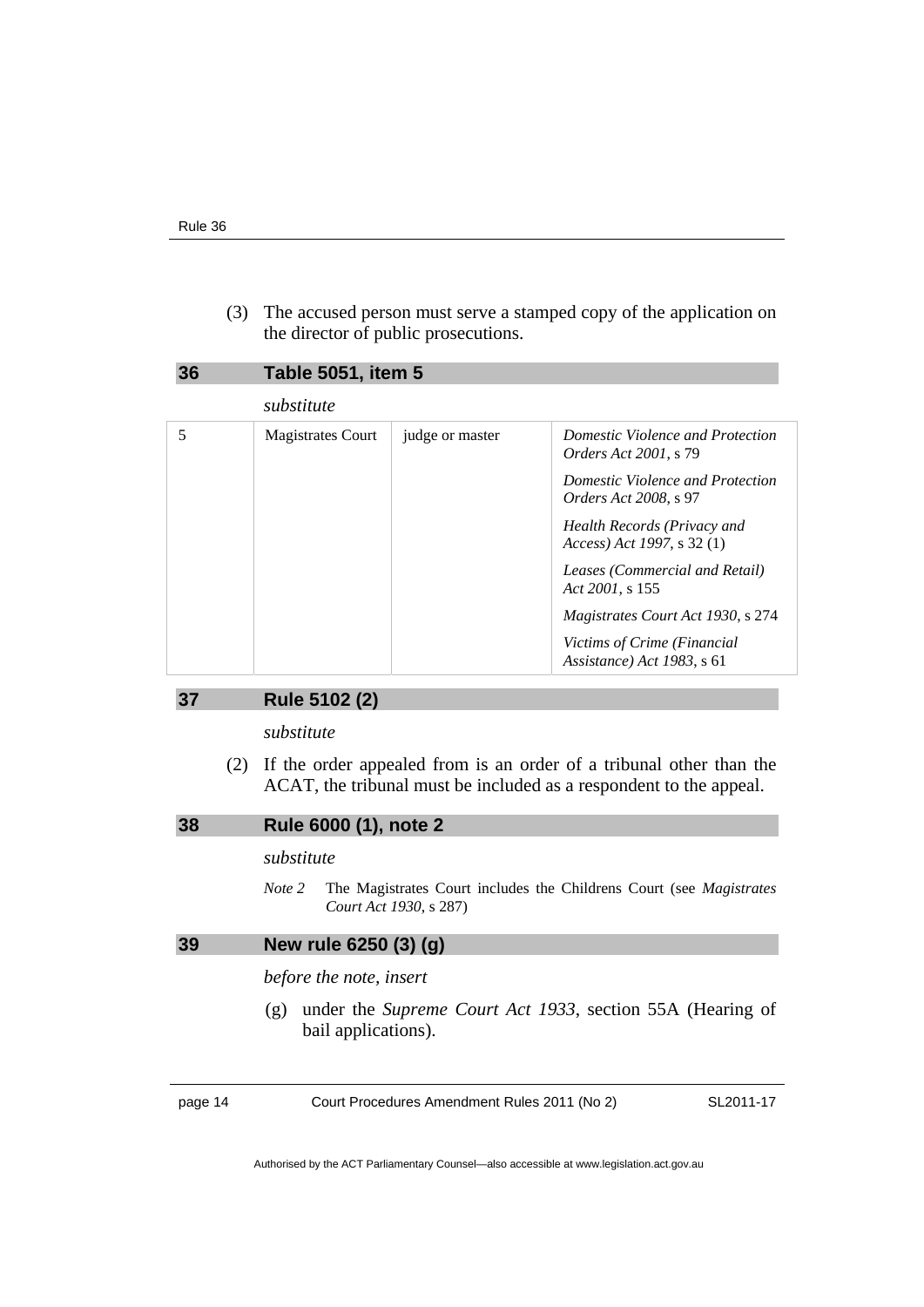(3) The accused person must serve a stamped copy of the application on the director of public prosecutions.

### 36 Table 5051, item 5

*substitute*

| | | | |
|---|---|---|---|
| 5 | Magistrates Court | judge or master | *Domestic Violence and Protection Orders Act 2001*, s 79<br>*Domestic Violence and Protection Orders Act 2008*, s 97<br>*Health Records (Privacy and Access) Act 1997*, s 32 (1)<br>*Leases (Commercial and Retail) Act 2001*, s 155<br>*Magistrates Court Act 1930*, s 274<br>*Victims of Crime (Financial Assistance) Act 1983*, s 61 |

### 37 Rule 5102 (2)

*substitute*

(2) If the order appealed from is an order of a tribunal other than the ACAT, the tribunal must be included as a respondent to the appeal.

### 38 Rule 6000 (1), note 2

*substitute*

*Note 2* The Magistrates Court includes the Childrens Court (see *Magistrates Court Act 1930*, s 287)

### 39 New rule 6250 (3) (g)

*before the note, insert*

(g) under the *Supreme Court Act 1933*, section 55A (Hearing of bail applications).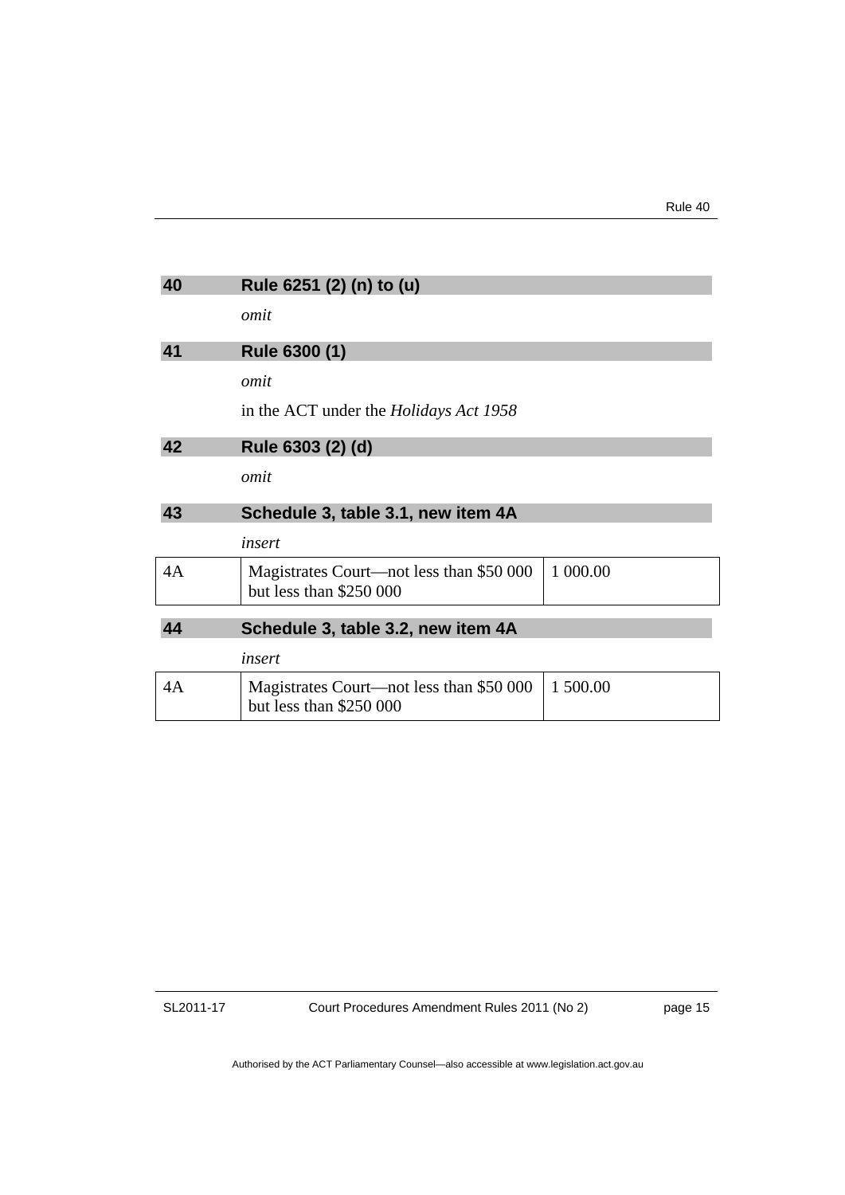## 40 Rule 6251 (2) (n) to (u)

*omit*

## 41 Rule 6300 (1)

*omit*

in the ACT under the *Holidays Act 1958*

## 42 Rule 6303 (2) (d)

*omit*

## 43 Schedule 3, table 3.1, new item 4A

*insert*

| | | |
|---|---|---|
| 4A | Magistrates Court—not less than $50 000 but less than $250 000 | 1 000.00 |

## 44 Schedule 3, table 3.2, new item 4A

*insert*

| | | |
|---|---|---|
| 4A | Magistrates Court—not less than $50 000 but less than $250 000 | 1 500.00 |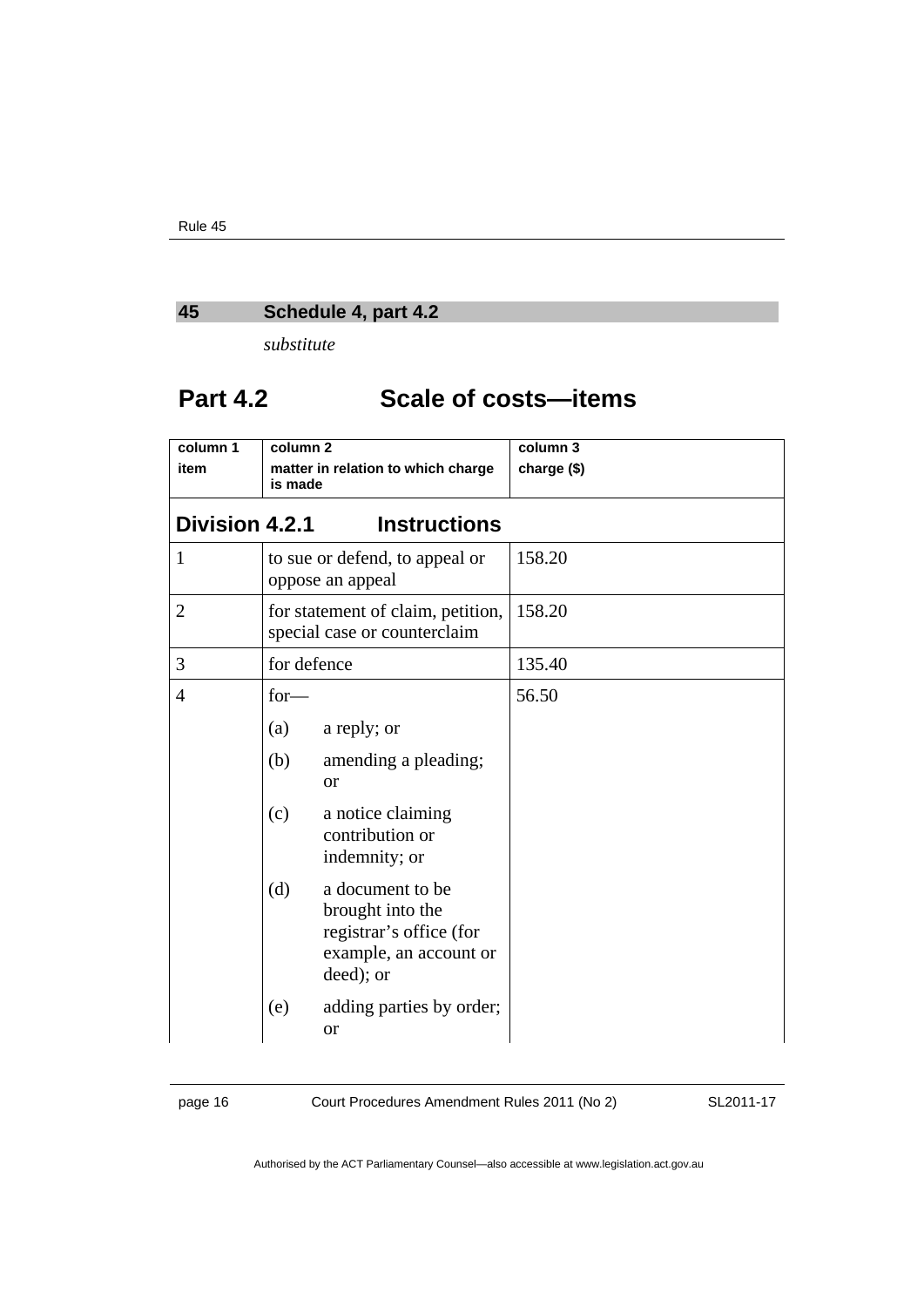## 45 Schedule 4, part 4.2

*substitute*

# Part 4.2 Scale of costs—items

| column 1 item | column 2 matter in relation to which charge is made | column 3 charge ($) |
|---|---|---|
| **Division 4.2.1 Instructions** | | |
| 1 | to sue or defend, to appeal or oppose an appeal | 158.20 |
| 2 | for statement of claim, petition, special case or counterclaim | 158.20 |
| 3 | for defence | 135.40 |
| 4 | for—<br>(a) a reply; or<br>(b) amending a pleading; or<br>(c) a notice claiming contribution or indemnity; or<br>(d) a document to be brought into the registrar's office (for example, an account or deed); or<br>(e) adding parties by order; or | 56.50 |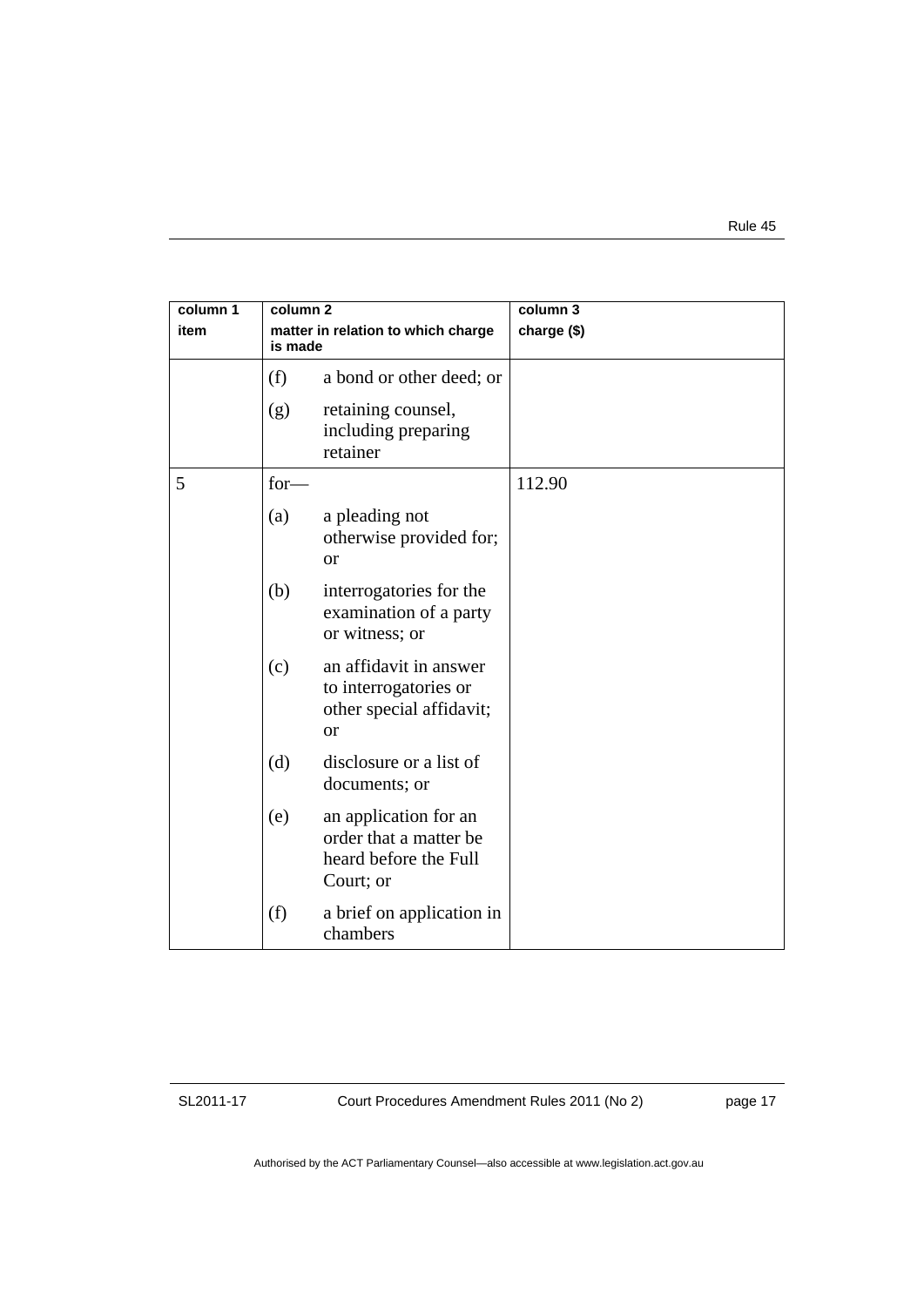| column 1 item | column 2 matter in relation to which charge is made | column 3 charge ($) |
|---|---|---|
| | (f) a bond or other deed; or | |
| | (g) retaining counsel, including preparing retainer | |
| 5 | for— | 112.90 |
| | (a) a pleading not otherwise provided for; or | |
| | (b) interrogatories for the examination of a party or witness; or | |
| | (c) an affidavit in answer to interrogatories or other special affidavit; or | |
| | (d) disclosure or a list of documents; or | |
| | (e) an application for an order that a matter be heard before the Full Court; or | |
| | (f) a brief on application in chambers | |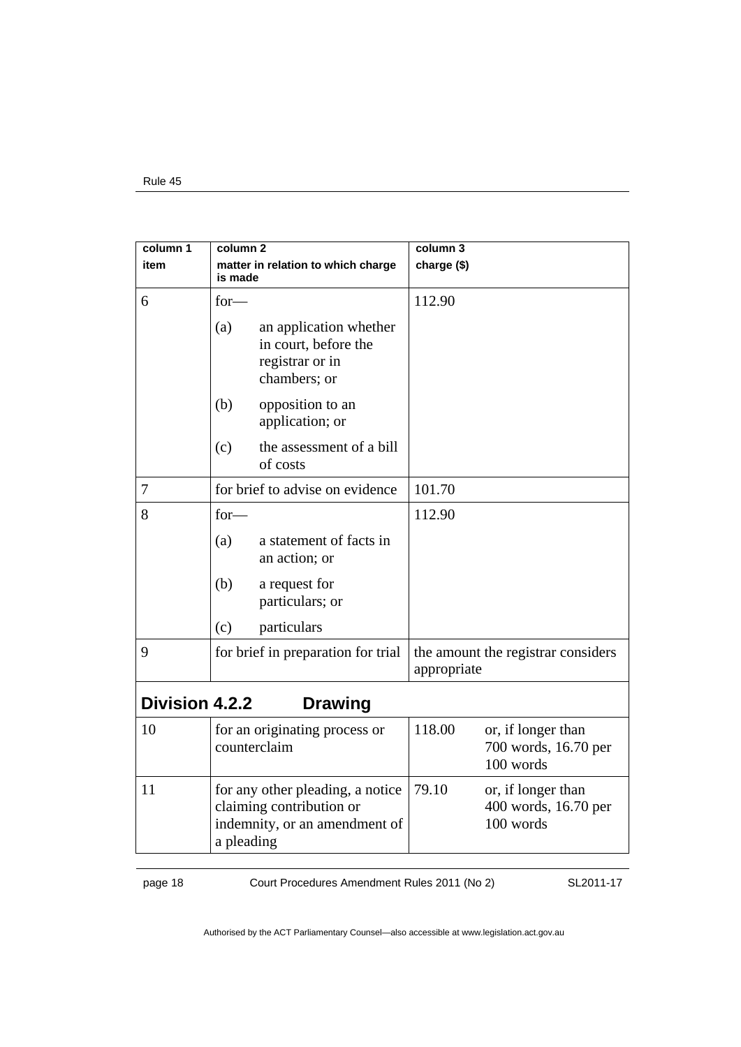| column 1<br>item | column 2<br>matter in relation to which charge is made | column 3<br>charge ($) |
|---|---|---|
| 6 | for—<br>(a) an application whether in court, before the registrar or in chambers; or<br>(b) opposition to an application; or<br>(c) the assessment of a bill of costs | 112.90 |
| 7 | for brief to advise on evidence | 101.70 |
| 8 | for—<br>(a) a statement of facts in an action; or<br>(b) a request for particulars; or<br>(c) particulars | 112.90 |
| 9 | for brief in preparation for trial | the amount the registrar considers appropriate |
| **Division 4.2.2 Drawing** | | |
| 10 | for an originating process or counterclaim | 118.00 or, if longer than 700 words, 16.70 per 100 words |
| 11 | for any other pleading, a notice claiming contribution or indemnity, or an amendment of a pleading | 79.10 or, if longer than 400 words, 16.70 per 100 words |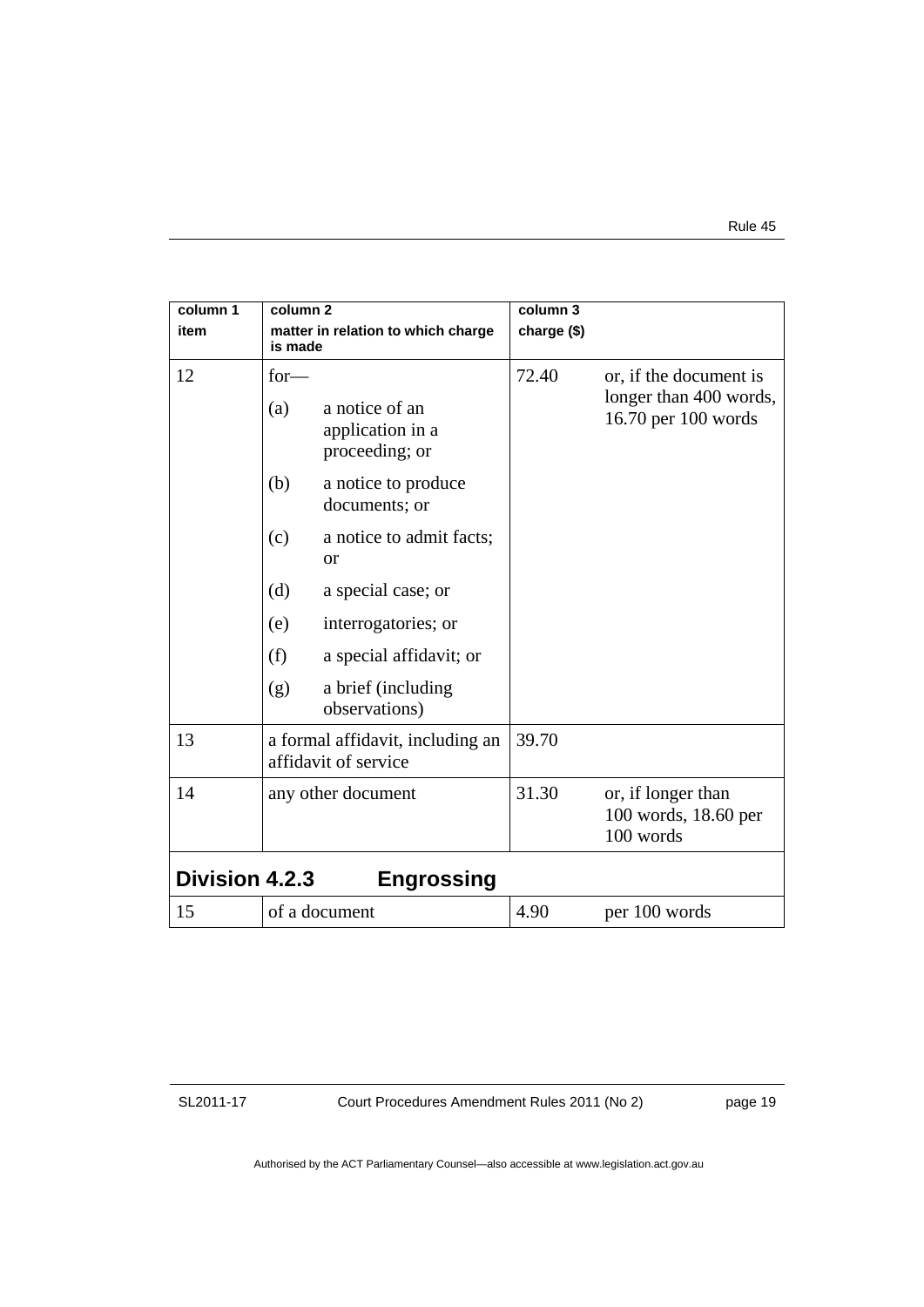| column 1 item | column 2 matter in relation to which charge is made | column 3 charge ($) | |
|---|---|---|---|
| 12 | for—<br>(a) a notice of an application in a proceeding; or<br>(b) a notice to produce documents; or<br>(c) a notice to admit facts; or<br>(d) a special case; or<br>(e) interrogatories; or<br>(f) a special affidavit; or<br>(g) a brief (including observations) | 72.40 | or, if the document is longer than 400 words, 16.70 per 100 words |
| 13 | a formal affidavit, including an affidavit of service | 39.70 | |
| 14 | any other document | 31.30 | or, if longer than 100 words, 18.60 per 100 words |
| **Division 4.2.3** | **Engrossing** | | |
| 15 | of a document | 4.90 | per 100 words |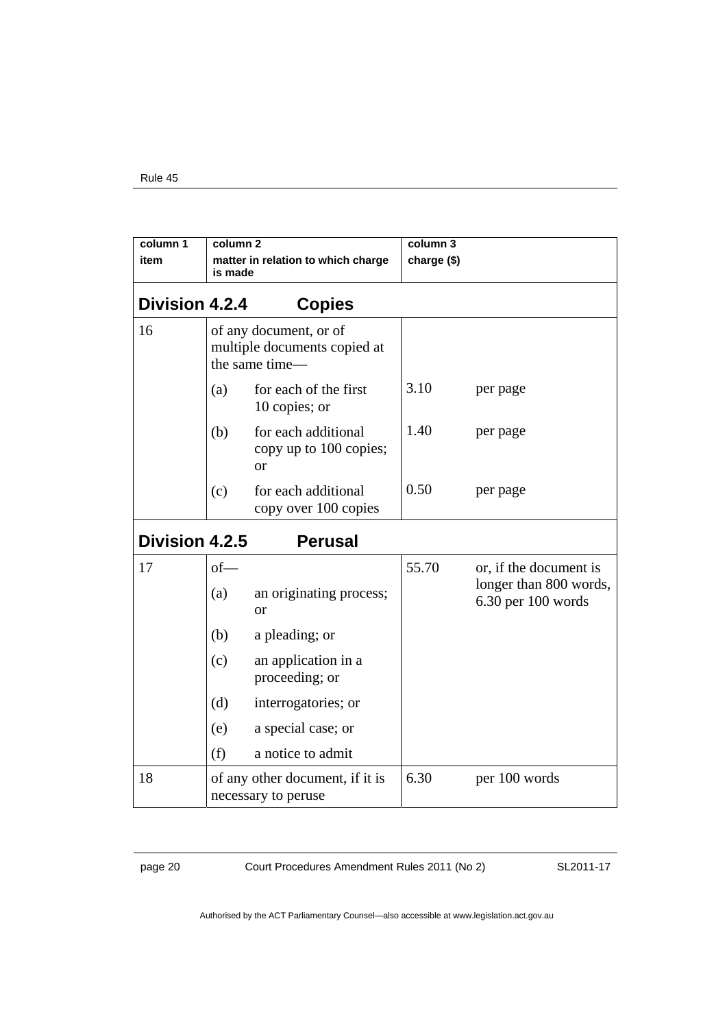| column 1 item | column 2 matter in relation to which charge is made | column 3 charge ($) | |
|---|---|---|---|
| **Division 4.2.4** | **Copies** | | |
| 16 | of any document, or of multiple documents copied at the same time— | | |
| | (a) for each of the first 10 copies; or | 3.10 | per page |
| | (b) for each additional copy up to 100 copies; or | 1.40 | per page |
| | (c) for each additional copy over 100 copies | 0.50 | per page |
| **Division 4.2.5** | **Perusal** | | |
| 17 | of— (a) an originating process; or (b) a pleading; or (c) an application in a proceeding; or (d) interrogatories; or (e) a special case; or (f) a notice to admit | 55.70 | or, if the document is longer than 800 words, 6.30 per 100 words |
| 18 | of any other document, if it is necessary to peruse | 6.30 | per 100 words |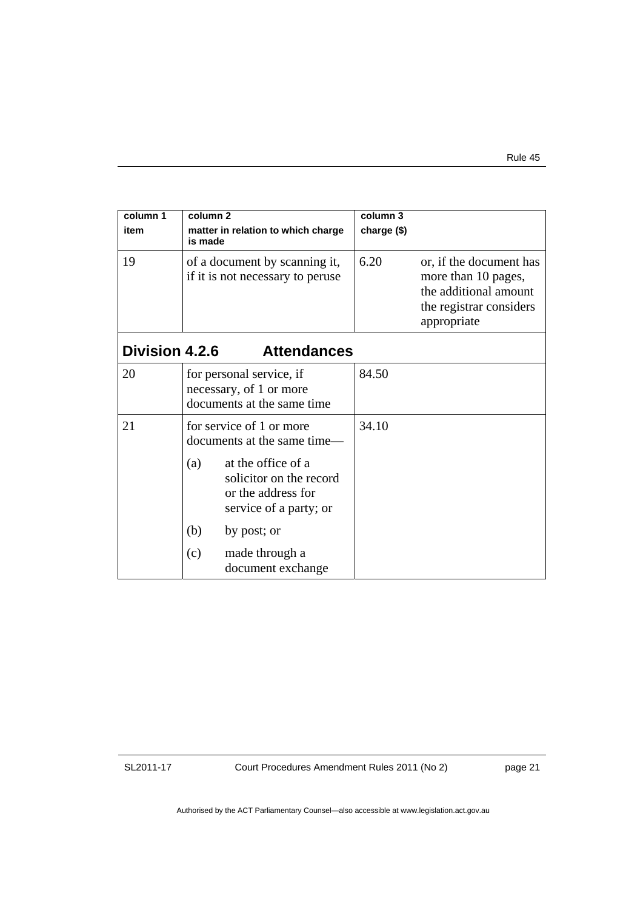| column 1 item | column 2 matter in relation to which charge is made | column 3 charge ($) | |
|---|---|---|---|
| 19 | of a document by scanning it, if it is not necessary to peruse | 6.20 | or, if the document has more than 10 pages, the additional amount the registrar considers appropriate |
| **Division 4.2.6 Attendances** | | | |
| 20 | for personal service, if necessary, of 1 or more documents at the same time | 84.50 | |
| 21 | for service of 1 or more documents at the same time—<br>(a) at the office of a solicitor on the record or the address for service of a party; or<br>(b) by post; or<br>(c) made through a document exchange | 34.10 | |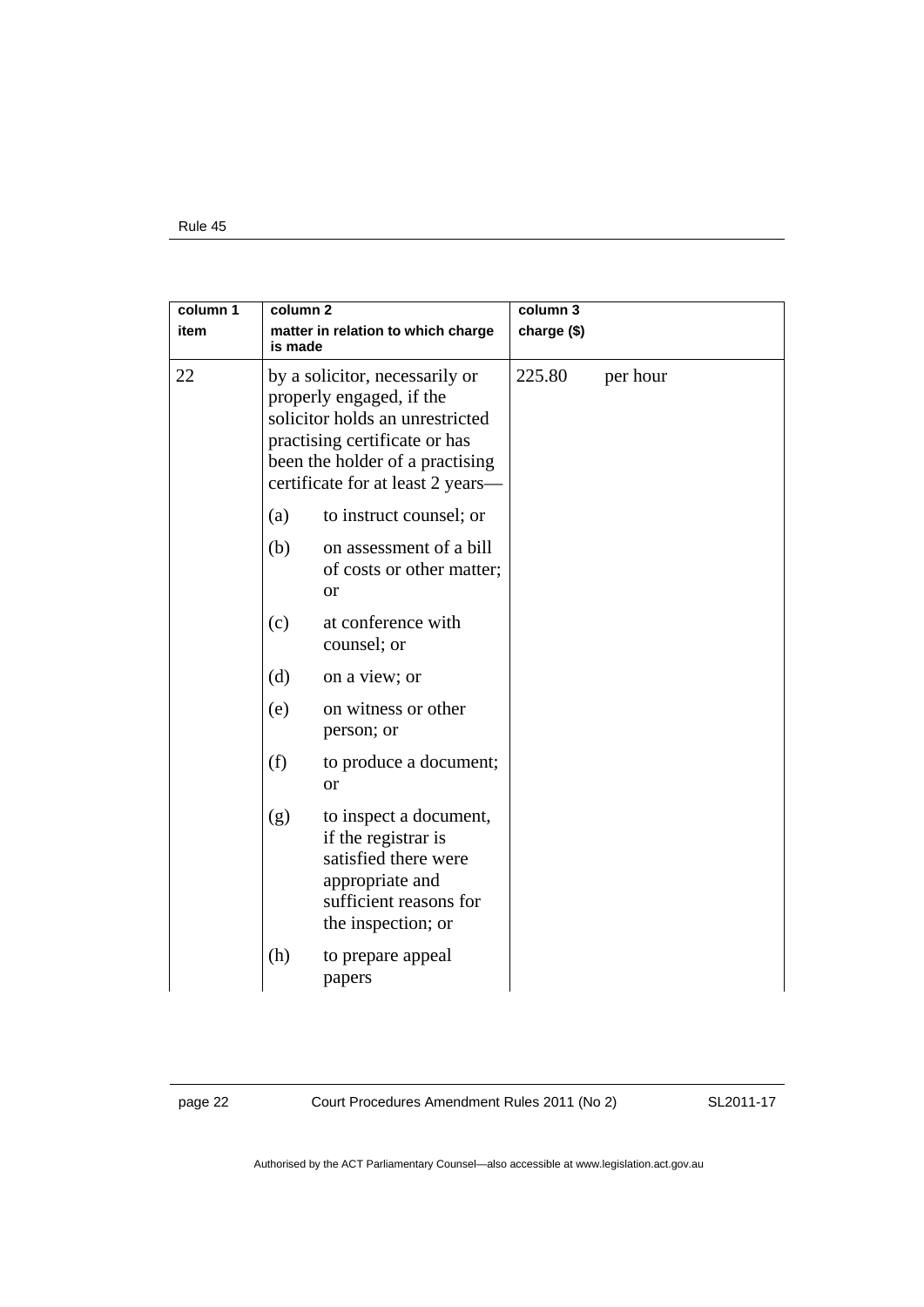| column 1<br>item | column 2<br>matter in relation to which charge is made | column 3<br>charge ($) |
|---|---|---|
| 22 | by a solicitor, necessarily or properly engaged, if the solicitor holds an unrestricted practising certificate or has been the holder of a practising certificate for at least 2 years—<br>(a) to instruct counsel; or<br>(b) on assessment of a bill of costs or other matter; or<br>(c) at conference with counsel; or<br>(d) on a view; or<br>(e) on witness or other person; or<br>(f) to produce a document; or<br>(g) to inspect a document, if the registrar is satisfied there were appropriate and sufficient reasons for the inspection; or<br>(h) to prepare appeal papers | 225.80 per hour |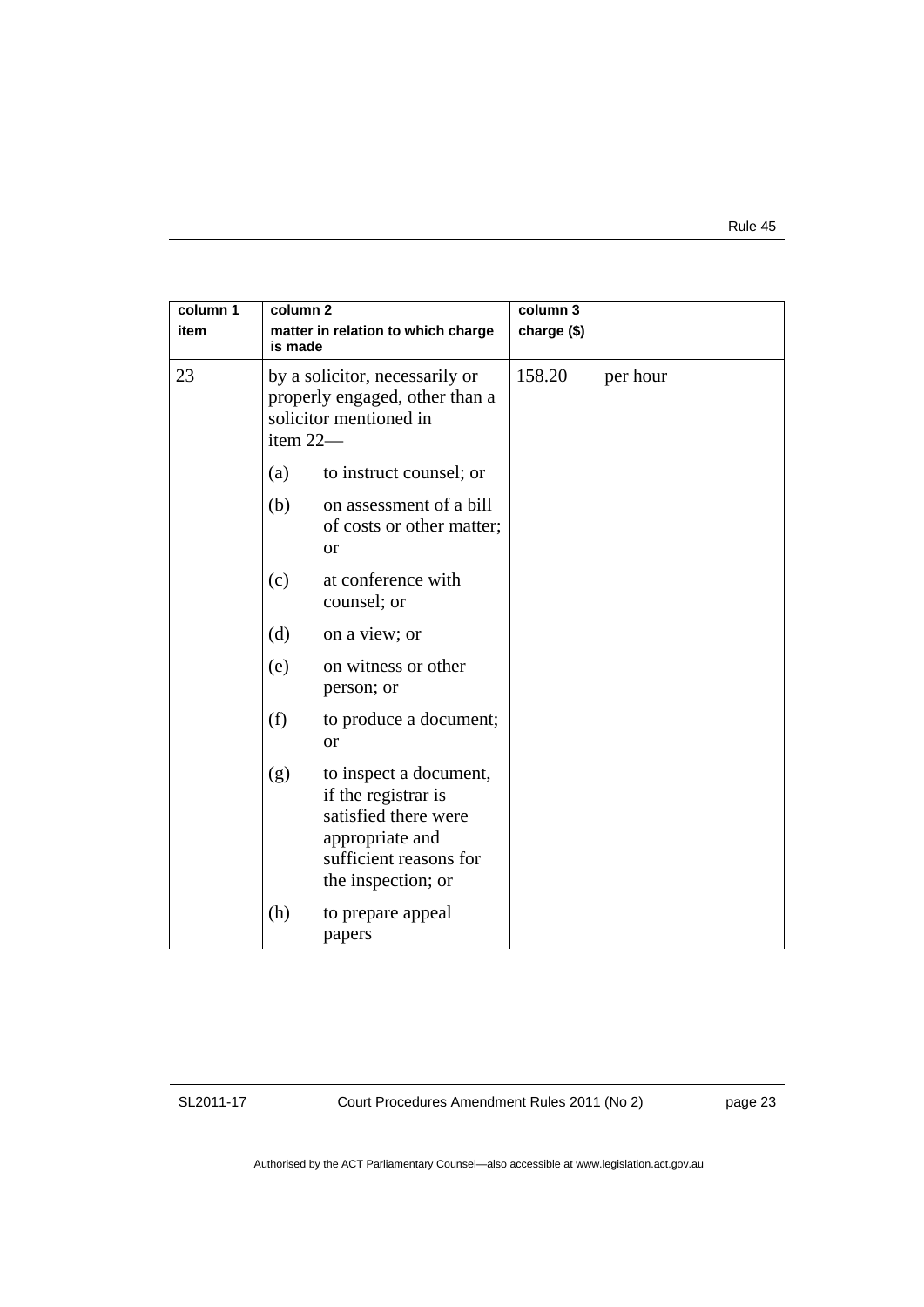| column 1 item | column 2 matter in relation to which charge is made | column 3 charge ($) |
|---|---|---|
| 23 | by a solicitor, necessarily or properly engaged, other than a solicitor mentioned in item 22—<br>(a) to instruct counsel; or<br>(b) on assessment of a bill of costs or other matter; or<br>(c) at conference with counsel; or<br>(d) on a view; or<br>(e) on witness or other person; or<br>(f) to produce a document; or<br>(g) to inspect a document, if the registrar is satisfied there were appropriate and sufficient reasons for the inspection; or<br>(h) to prepare appeal papers | 158.20 per hour |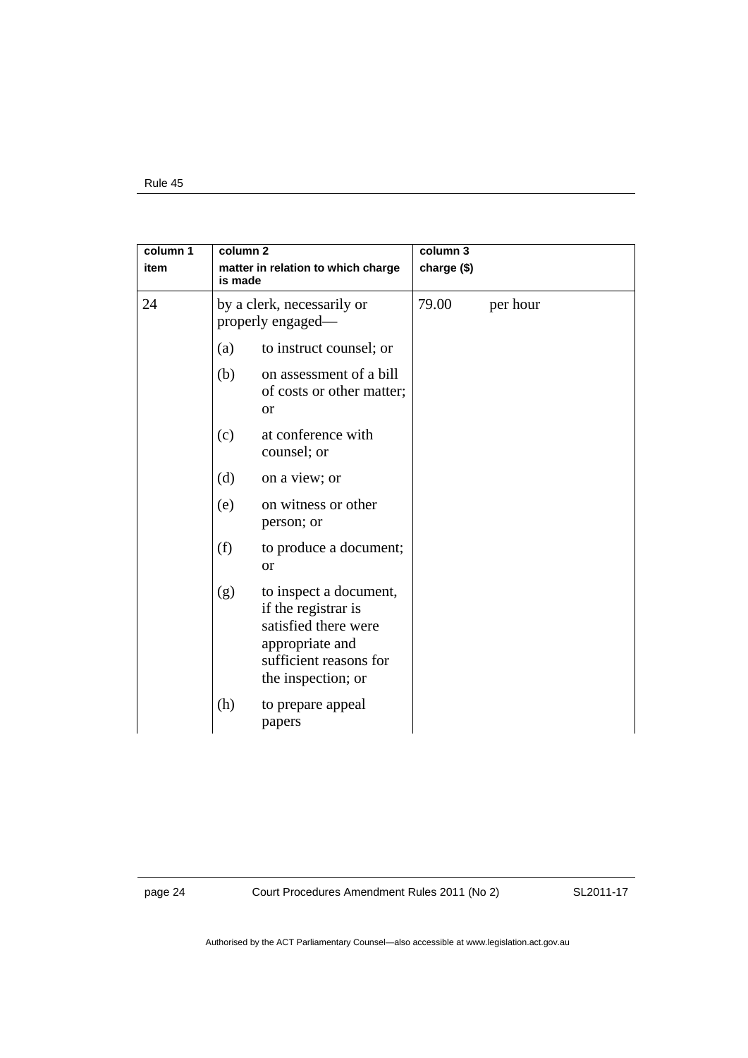| column 1<br>item | column 2<br>matter in relation to which charge is made | column 3<br>charge ($) |
|---|---|---|
| 24 | by a clerk, necessarily or properly engaged—<br>(a) to instruct counsel; or<br>(b) on assessment of a bill of costs or other matter; or<br>(c) at conference with counsel; or<br>(d) on a view; or<br>(e) on witness or other person; or<br>(f) to produce a document; or<br>(g) to inspect a document, if the registrar is satisfied there were appropriate and sufficient reasons for the inspection; or<br>(h) to prepare appeal papers | 79.00 per hour |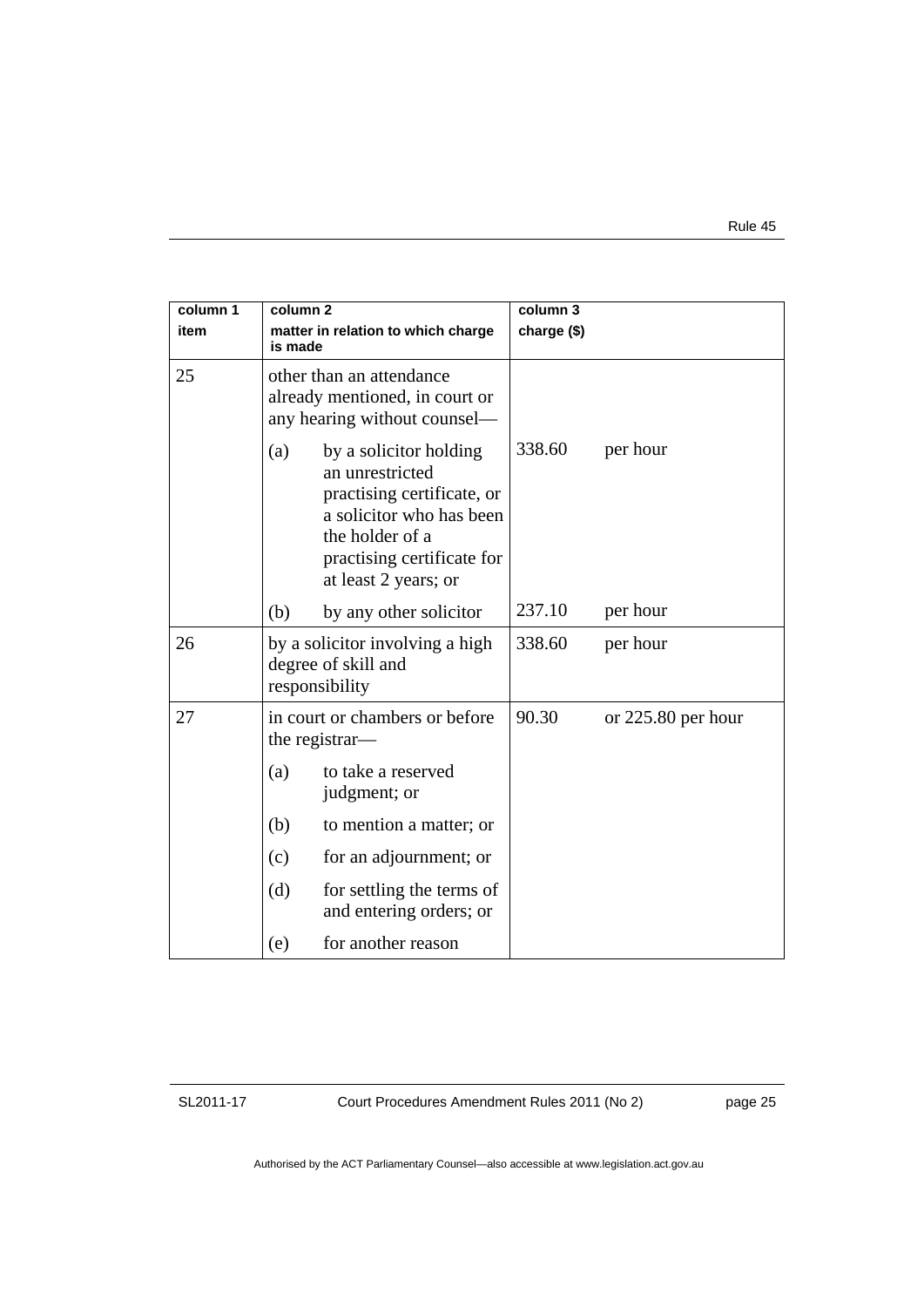| column 1 item | column 2 matter in relation to which charge is made | column 3 charge ($) | |
|---|---|---|---|
| 25 | other than an attendance already mentioned, in court or any hearing without counsel— | | |
| | (a) by a solicitor holding an unrestricted practising certificate, or a solicitor who has been the holder of a practising certificate for at least 2 years; or | 338.60 | per hour |
| | (b) by any other solicitor | 237.10 | per hour |
| 26 | by a solicitor involving a high degree of skill and responsibility | 338.60 | per hour |
| 27 | in court or chambers or before the registrar— | 90.30 | or 225.80 per hour |
| | (a) to take a reserved judgment; or | | |
| | (b) to mention a matter; or | | |
| | (c) for an adjournment; or | | |
| | (d) for settling the terms of and entering orders; or | | |
| | (e) for another reason | | |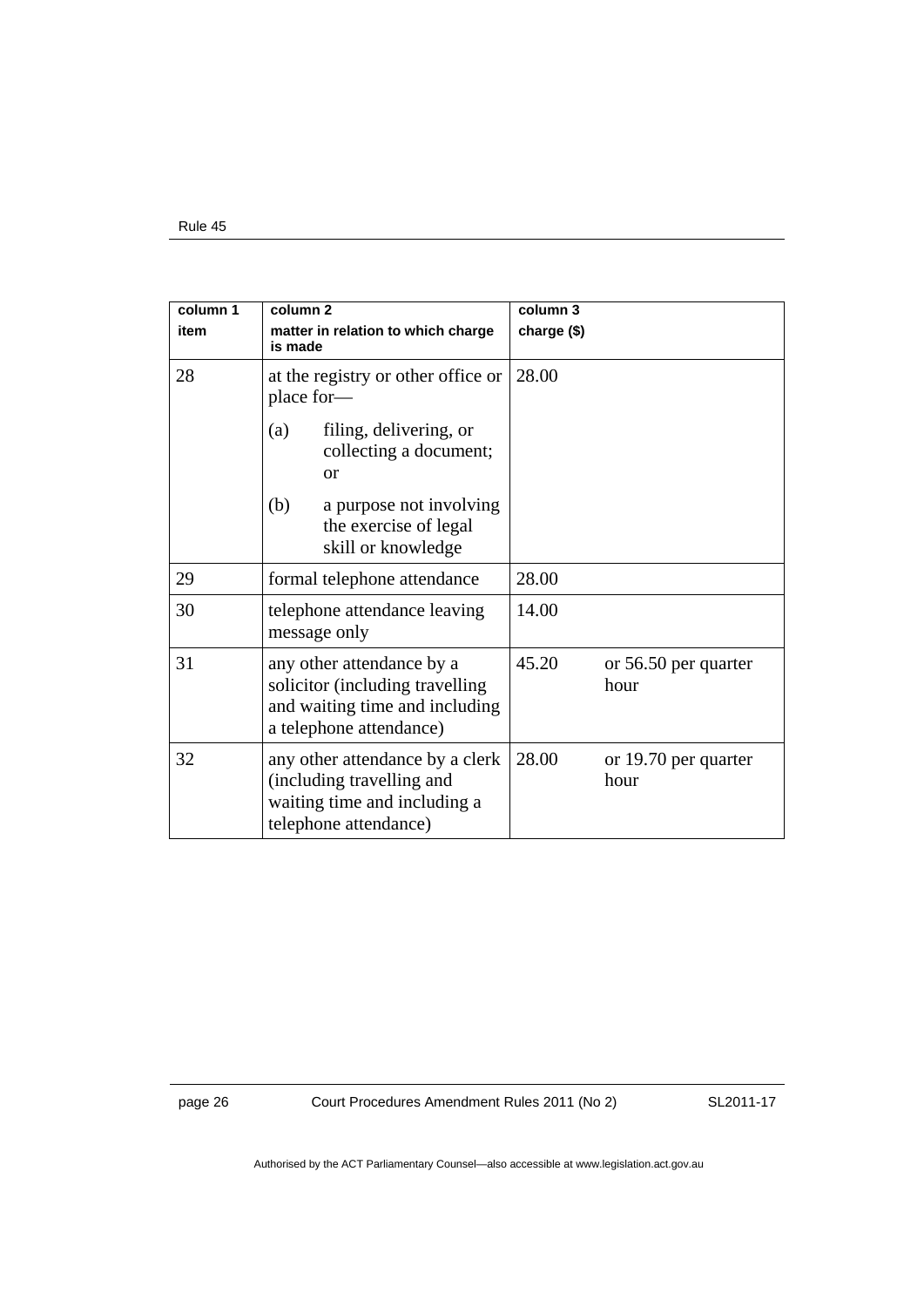| column 1 item | column 2 matter in relation to which charge is made | column 3 charge ($) |
|---|---|---|
| 28 | at the registry or other office or place for—<br>(a) filing, delivering, or collecting a document; or<br>(b) a purpose not involving the exercise of legal skill or knowledge | 28.00 |
| 29 | formal telephone attendance | 28.00 |
| 30 | telephone attendance leaving message only | 14.00 |
| 31 | any other attendance by a solicitor (including travelling and waiting time and including a telephone attendance) | 45.20 or 56.50 per quarter hour |
| 32 | any other attendance by a clerk (including travelling and waiting time and including a telephone attendance) | 28.00 or 19.70 per quarter hour |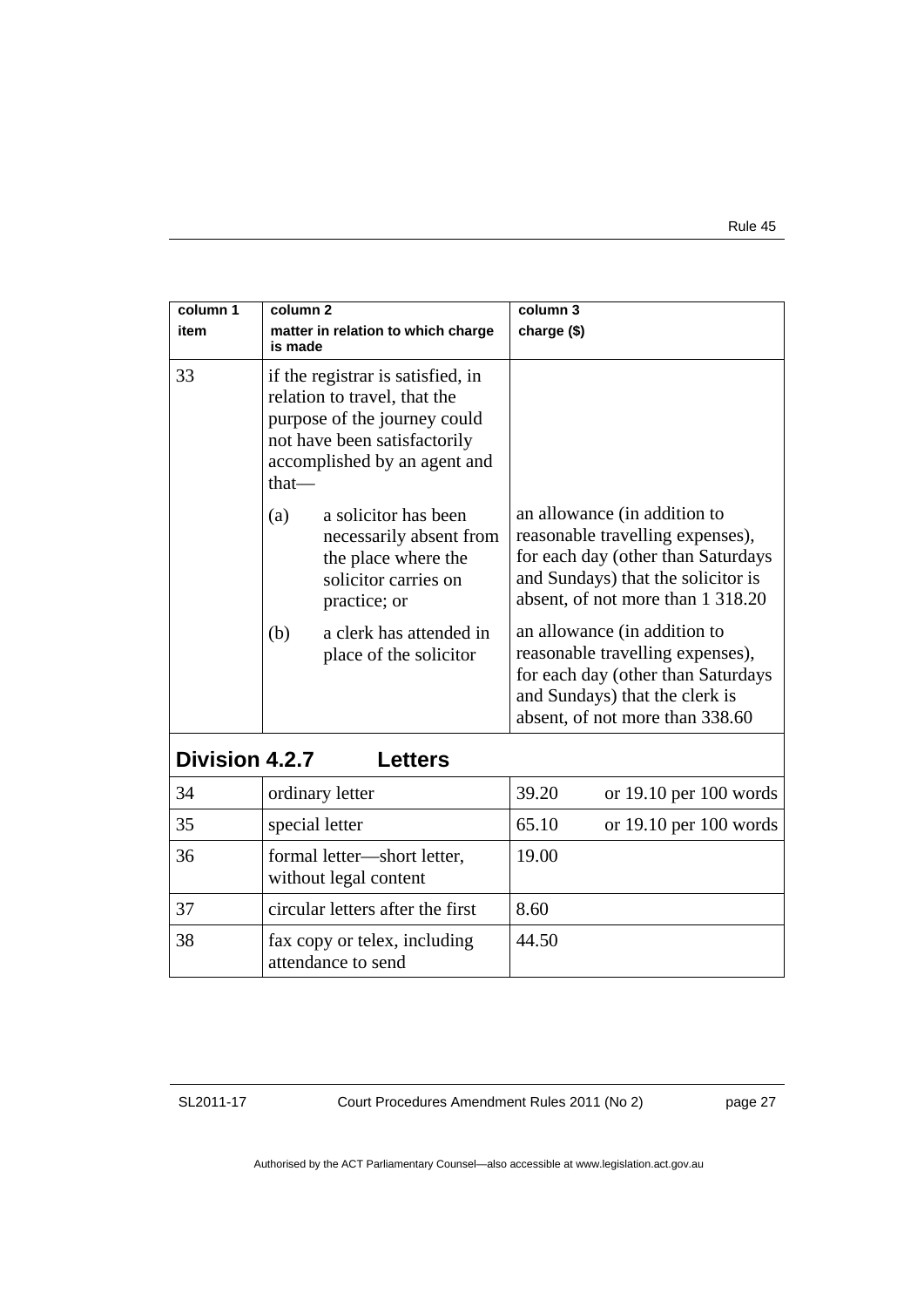| column 1 item | column 2 matter in relation to which charge is made | column 3 charge ($) |
|---|---|---|
| 33 | if the registrar is satisfied, in relation to travel, that the purpose of the journey could not have been satisfactorily accomplished by an agent and that— | |
| | (a) a solicitor has been necessarily absent from the place where the solicitor carries on practice; or | an allowance (in addition to reasonable travelling expenses), for each day (other than Saturdays and Sundays) that the solicitor is absent, of not more than 1 318.20 |
| | (b) a clerk has attended in place of the solicitor | an allowance (in addition to reasonable travelling expenses), for each day (other than Saturdays and Sundays) that the clerk is absent, of not more than 338.60 |
| **Division 4.2.7 Letters** | | |
| 34 | ordinary letter | 39.20 or 19.10 per 100 words |
| 35 | special letter | 65.10 or 19.10 per 100 words |
| 36 | formal letter—short letter, without legal content | 19.00 |
| 37 | circular letters after the first | 8.60 |
| 38 | fax copy or telex, including attendance to send | 44.50 |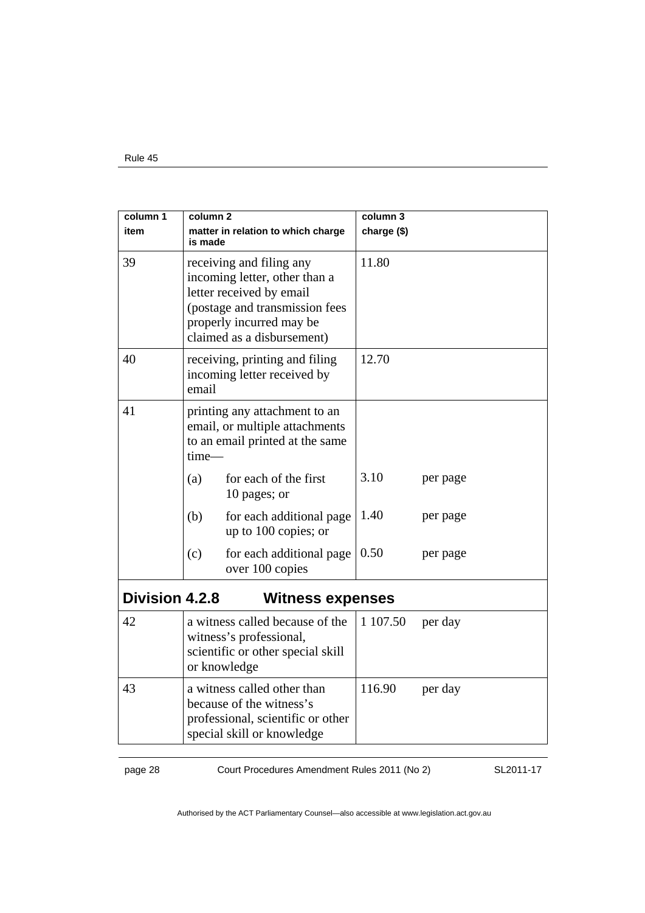| column 1<br>item | column 2<br>matter in relation to which charge is made | column 3<br>charge ($) |
|---|---|---|
| 39 | receiving and filing any incoming letter, other than a letter received by email (postage and transmission fees properly incurred may be claimed as a disbursement) | 11.80 |
| 40 | receiving, printing and filing incoming letter received by email | 12.70 |
| 41 | printing any attachment to an email, or multiple attachments to an email printed at the same time— | |
| | (a) for each of the first 10 pages; or | 3.10 per page |
| | (b) for each additional page up to 100 copies; or | 1.40 per page |
| | (c) for each additional page over 100 copies | 0.50 per page |
| **Division 4.2.8** | **Witness expenses** | |
| 42 | a witness called because of the witness's professional, scientific or other special skill or knowledge | 1 107.50 per day |
| 43 | a witness called other than because of the witness's professional, scientific or other special skill or knowledge | 116.90 per day |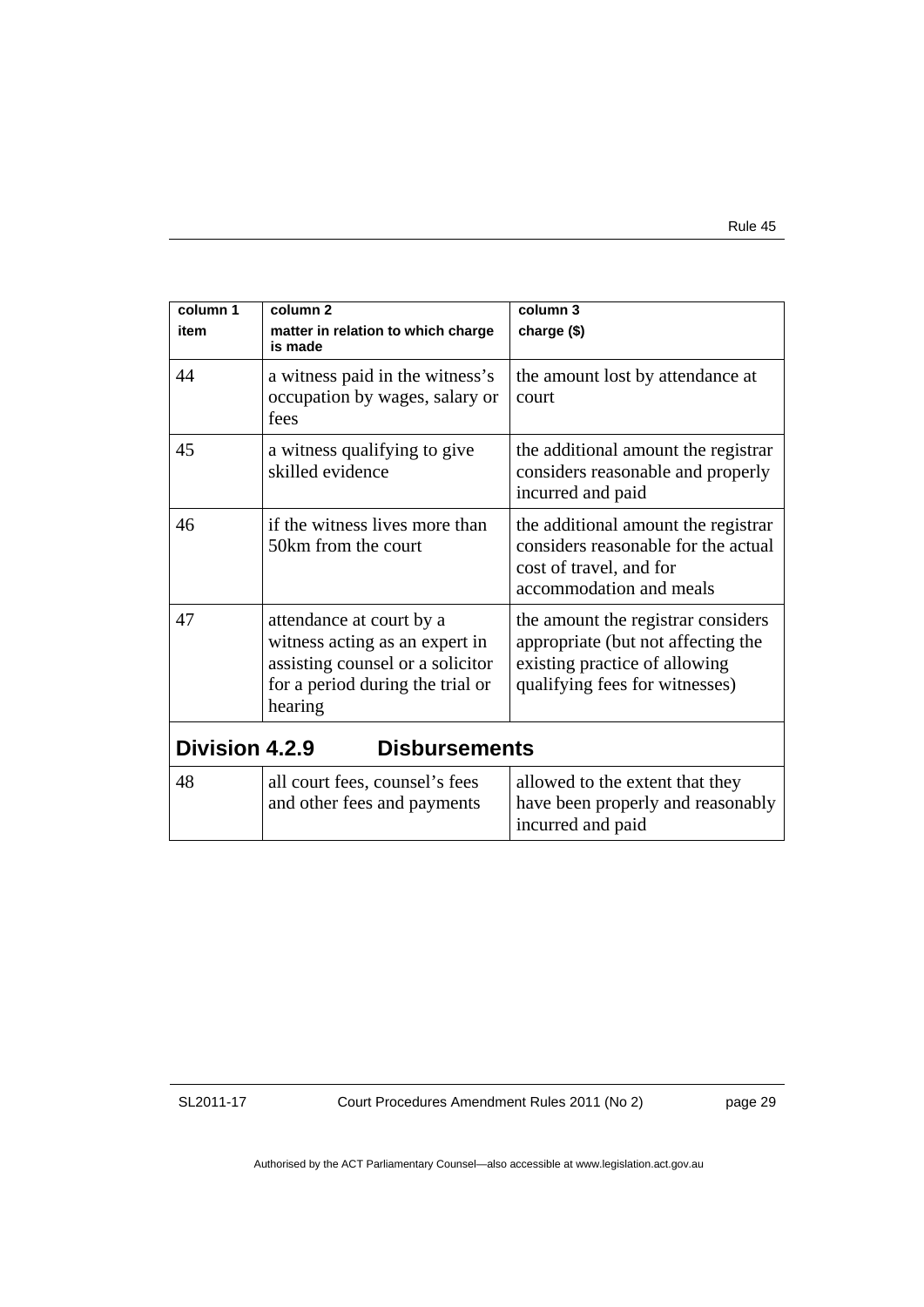| column 1 item | column 2 matter in relation to which charge is made | column 3 charge ($) |
|---|---|---|
| 44 | a witness paid in the witness's occupation by wages, salary or fees | the amount lost by attendance at court |
| 45 | a witness qualifying to give skilled evidence | the additional amount the registrar considers reasonable and properly incurred and paid |
| 46 | if the witness lives more than 50km from the court | the additional amount the registrar considers reasonable for the actual cost of travel, and for accommodation and meals |
| 47 | attendance at court by a witness acting as an expert in assisting counsel or a solicitor for a period during the trial or hearing | the amount the registrar considers appropriate (but not affecting the existing practice of allowing qualifying fees for witnesses) |
| **Division 4.2.9 Disbursements** | | |
| 48 | all court fees, counsel's fees and other fees and payments | allowed to the extent that they have been properly and reasonably incurred and paid |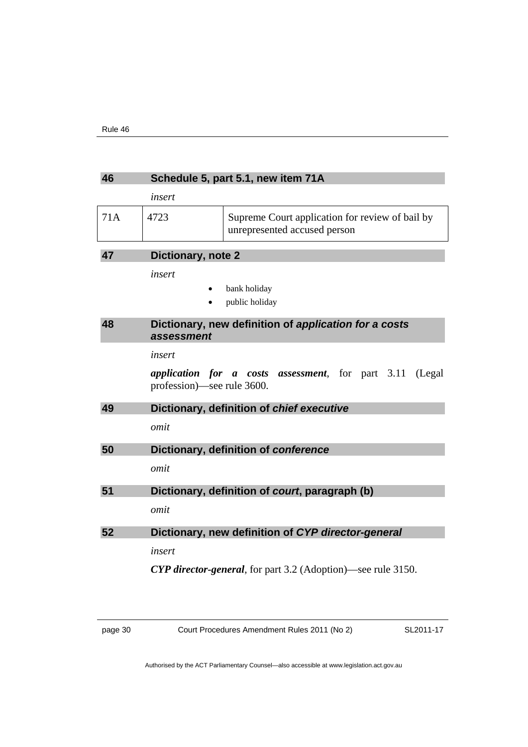## 46 Schedule 5, part 5.1, new item 71A

*insert*

| 71A | 4723 | Supreme Court application for review of bail by unrepresented accused person |
|---|---|---|

## 47 Dictionary, note 2

*insert*

- bank holiday
- public holiday

## 48 Dictionary, new definition of *application for a costs assessment*

*insert*

***application for a costs assessment***, for part 3.11 (Legal profession)—see rule 3600.

## 49 Dictionary, definition of *chief executive*

*omit*

## 50 Dictionary, definition of *conference*

*omit*

## 51 Dictionary, definition of *court*, paragraph (b)

*omit*

## 52 Dictionary, new definition of *CYP director-general*

*insert*

***CYP director-general***, for part 3.2 (Adoption)—see rule 3150.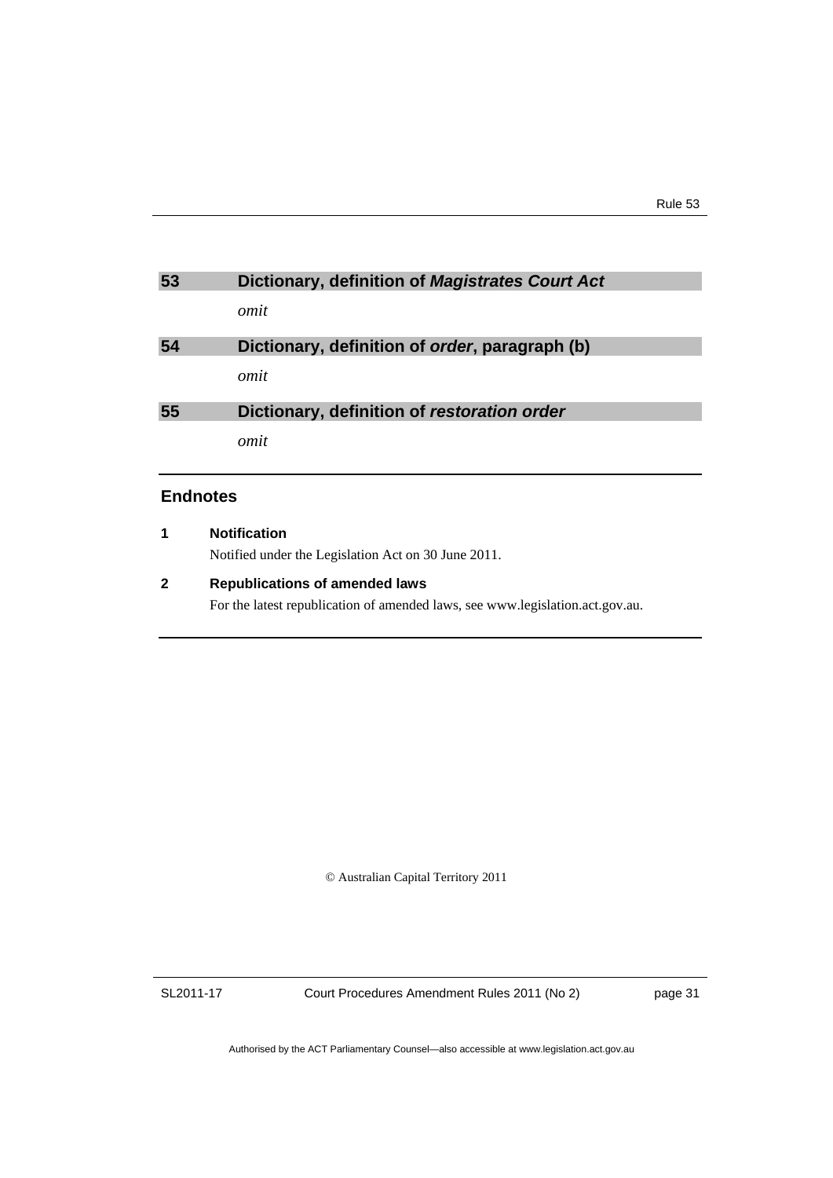## 53 Dictionary, definition of *Magistrates Court Act*

*omit*

## 54 Dictionary, definition of *order*, paragraph (b)

*omit*

## 55 Dictionary, definition of *restoration order*

*omit*

## Endnotes

**1 Notification**

Notified under the Legislation Act on 30 June 2011.

**2 Republications of amended laws**

For the latest republication of amended laws, see www.legislation.act.gov.au.

© Australian Capital Territory 2011